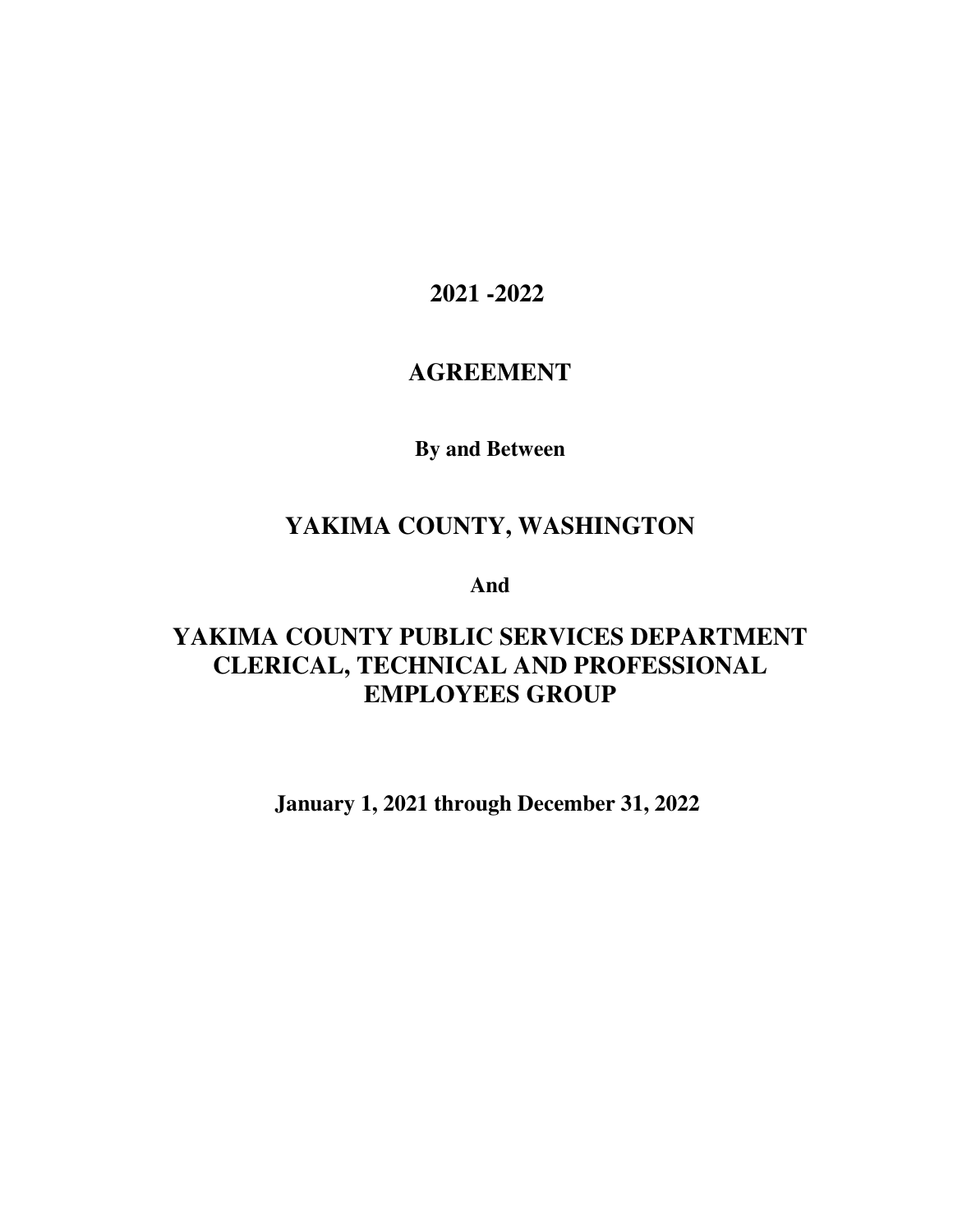# 2021 -2022

# AGREEMENT

**By and Between**

## YAKIMA COUNTY, WASHINGTON

**And**

## YAKIMA COUNTY PUBLIC SERVICES DEPARTMENT CLERICAL, TECHNICAL AND PROFESSIONAL EMPLOYEES GROUP

**January 1, 2021 through December 31, 2022**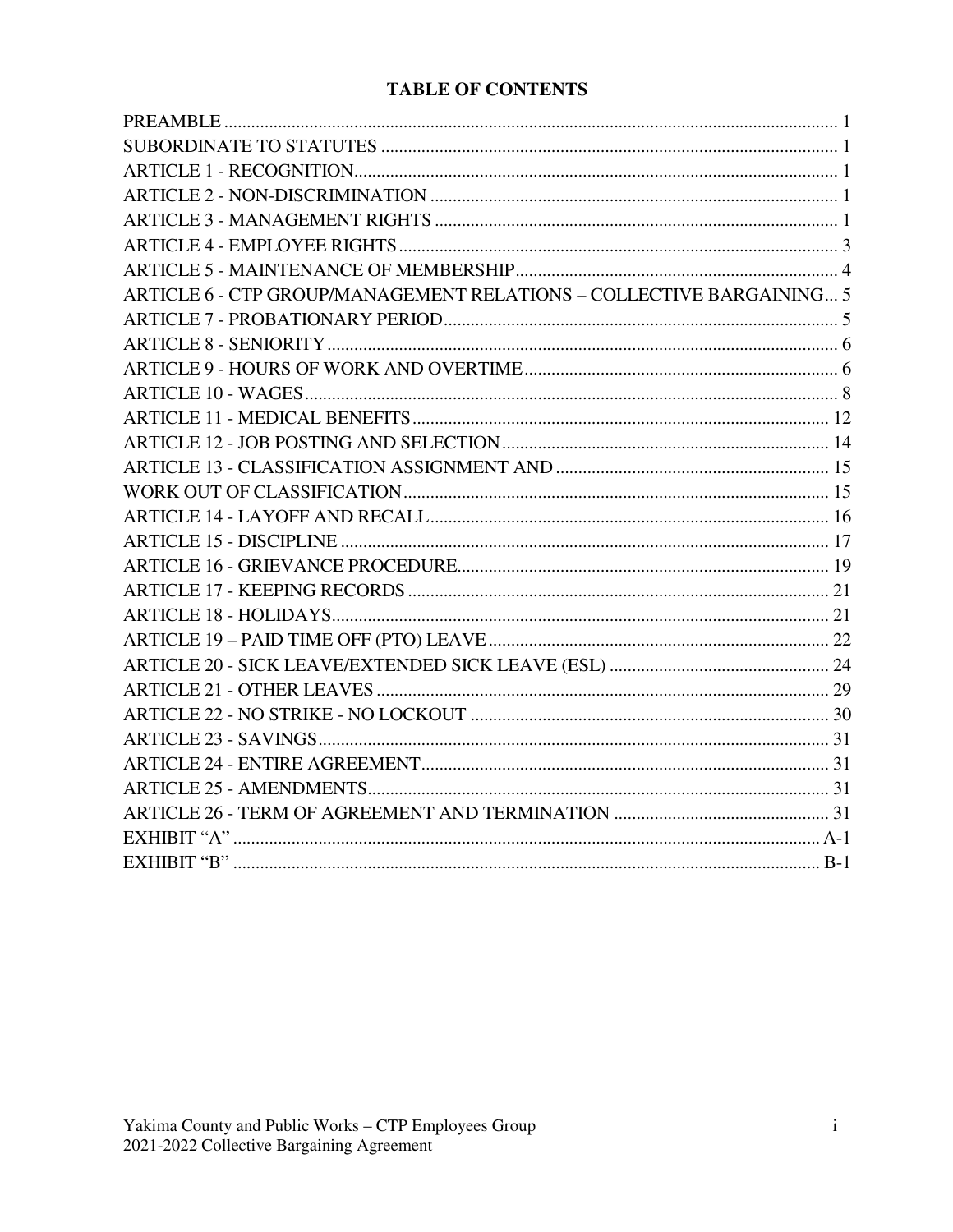# TABLE OF CONTENTS

| | |
|---|---|
| PREAMBLE | 1 |
| SUBORDINATE TO STATUTES | 1 |
| ARTICLE 1 - RECOGNITION | 1 |
| ARTICLE 2 - NON-DISCRIMINATION | 1 |
| ARTICLE 3 - MANAGEMENT RIGHTS | 1 |
| ARTICLE 4 - EMPLOYEE RIGHTS | 3 |
| ARTICLE 5 - MAINTENANCE OF MEMBERSHIP | 4 |
| ARTICLE 6 - CTP GROUP/MANAGEMENT RELATIONS – COLLECTIVE BARGAINING | 5 |
| ARTICLE 7 - PROBATIONARY PERIOD | 5 |
| ARTICLE 8 - SENIORITY | 6 |
| ARTICLE 9 - HOURS OF WORK AND OVERTIME | 6 |
| ARTICLE 10 - WAGES | 8 |
| ARTICLE 11 - MEDICAL BENEFITS | 12 |
| ARTICLE 12 - JOB POSTING AND SELECTION | 14 |
| ARTICLE 13 - CLASSIFICATION ASSIGNMENT AND | 15 |
| WORK OUT OF CLASSIFICATION | 15 |
| ARTICLE 14 - LAYOFF AND RECALL | 16 |
| ARTICLE 15 - DISCIPLINE | 17 |
| ARTICLE 16 - GRIEVANCE PROCEDURE | 19 |
| ARTICLE 17 - KEEPING RECORDS | 21 |
| ARTICLE 18 - HOLIDAYS | 21 |
| ARTICLE 19 – PAID TIME OFF (PTO) LEAVE | 22 |
| ARTICLE 20 - SICK LEAVE/EXTENDED SICK LEAVE (ESL) | 24 |
| ARTICLE 21 - OTHER LEAVES | 29 |
| ARTICLE 22 - NO STRIKE - NO LOCKOUT | 30 |
| ARTICLE 23 - SAVINGS | 31 |
| ARTICLE 24 - ENTIRE AGREEMENT | 31 |
| ARTICLE 25 - AMENDMENTS | 31 |
| ARTICLE 26 - TERM OF AGREEMENT AND TERMINATION | 31 |
| EXHIBIT "A" | A-1 |
| EXHIBIT "B" | B-1 |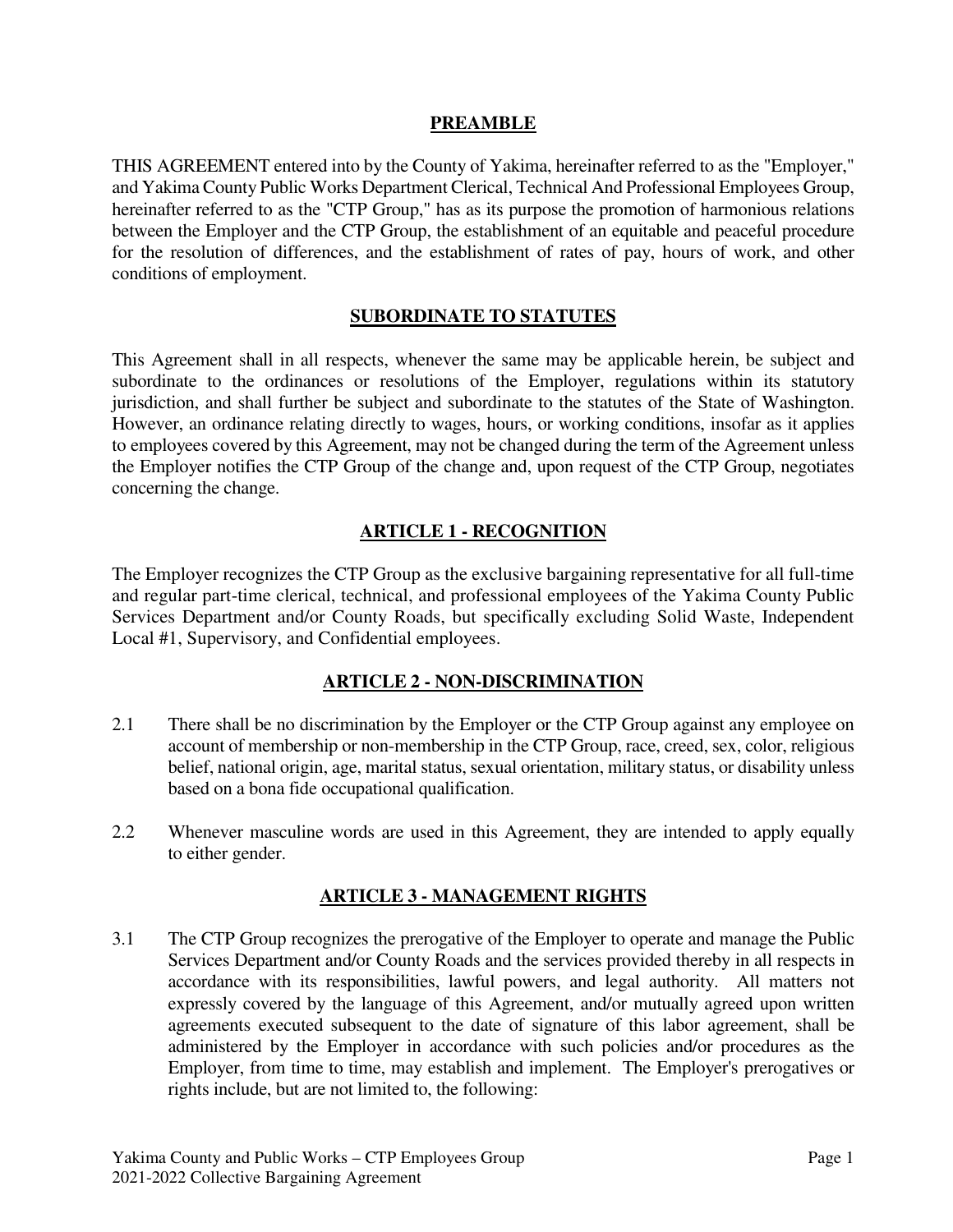## PREAMBLE

THIS AGREEMENT entered into by the County of Yakima, hereinafter referred to as the "Employer," and Yakima County Public Works Department Clerical, Technical And Professional Employees Group, hereinafter referred to as the "CTP Group," has as its purpose the promotion of harmonious relations between the Employer and the CTP Group, the establishment of an equitable and peaceful procedure for the resolution of differences, and the establishment of rates of pay, hours of work, and other conditions of employment.

## SUBORDINATE TO STATUTES

This Agreement shall in all respects, whenever the same may be applicable herein, be subject and subordinate to the ordinances or resolutions of the Employer, regulations within its statutory jurisdiction, and shall further be subject and subordinate to the statutes of the State of Washington. However, an ordinance relating directly to wages, hours, or working conditions, insofar as it applies to employees covered by this Agreement, may not be changed during the term of the Agreement unless the Employer notifies the CTP Group of the change and, upon request of the CTP Group, negotiates concerning the change.

## ARTICLE 1 - RECOGNITION

The Employer recognizes the CTP Group as the exclusive bargaining representative for all full-time and regular part-time clerical, technical, and professional employees of the Yakima County Public Services Department and/or County Roads, but specifically excluding Solid Waste, Independent Local #1, Supervisory, and Confidential employees.

## ARTICLE 2 - NON-DISCRIMINATION

2.1 There shall be no discrimination by the Employer or the CTP Group against any employee on account of membership or non-membership in the CTP Group, race, creed, sex, color, religious belief, national origin, age, marital status, sexual orientation, military status, or disability unless based on a bona fide occupational qualification.

2.2 Whenever masculine words are used in this Agreement, they are intended to apply equally to either gender.

## ARTICLE 3 - MANAGEMENT RIGHTS

3.1 The CTP Group recognizes the prerogative of the Employer to operate and manage the Public Services Department and/or County Roads and the services provided thereby in all respects in accordance with its responsibilities, lawful powers, and legal authority. All matters not expressly covered by the language of this Agreement, and/or mutually agreed upon written agreements executed subsequent to the date of signature of this labor agreement, shall be administered by the Employer in accordance with such policies and/or procedures as the Employer, from time to time, may establish and implement. The Employer's prerogatives or rights include, but are not limited to, the following: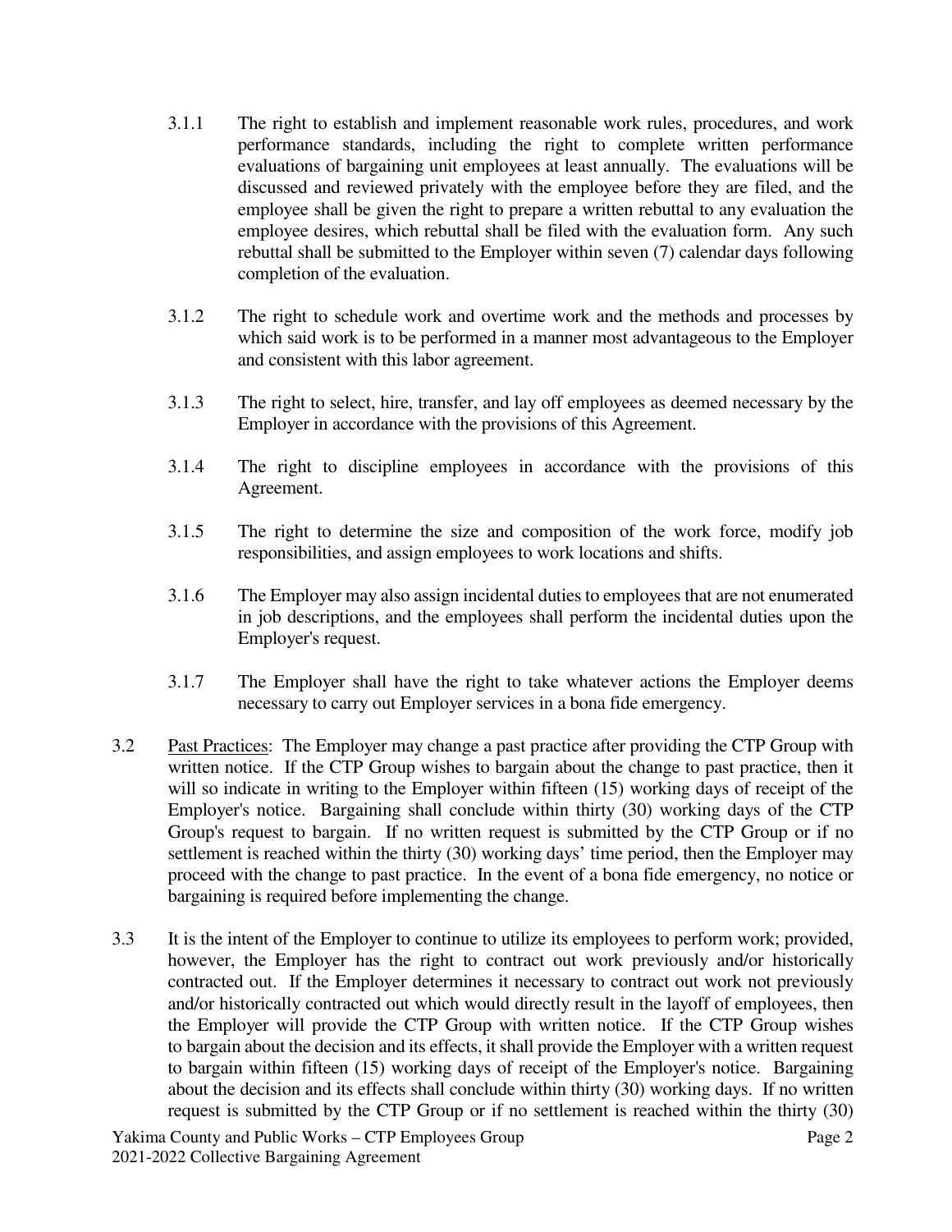3.1.1 The right to establish and implement reasonable work rules, procedures, and work performance standards, including the right to complete written performance evaluations of bargaining unit employees at least annually. The evaluations will be discussed and reviewed privately with the employee before they are filed, and the employee shall be given the right to prepare a written rebuttal to any evaluation the employee desires, which rebuttal shall be filed with the evaluation form. Any such rebuttal shall be submitted to the Employer within seven (7) calendar days following completion of the evaluation.

3.1.2 The right to schedule work and overtime work and the methods and processes by which said work is to be performed in a manner most advantageous to the Employer and consistent with this labor agreement.

3.1.3 The right to select, hire, transfer, and lay off employees as deemed necessary by the Employer in accordance with the provisions of this Agreement.

3.1.4 The right to discipline employees in accordance with the provisions of this Agreement.

3.1.5 The right to determine the size and composition of the work force, modify job responsibilities, and assign employees to work locations and shifts.

3.1.6 The Employer may also assign incidental duties to employees that are not enumerated in job descriptions, and the employees shall perform the incidental duties upon the Employer's request.

3.1.7 The Employer shall have the right to take whatever actions the Employer deems necessary to carry out Employer services in a bona fide emergency.

3.2 Past Practices: The Employer may change a past practice after providing the CTP Group with written notice. If the CTP Group wishes to bargain about the change to past practice, then it will so indicate in writing to the Employer within fifteen (15) working days of receipt of the Employer's notice. Bargaining shall conclude within thirty (30) working days of the CTP Group's request to bargain. If no written request is submitted by the CTP Group or if no settlement is reached within the thirty (30) working days' time period, then the Employer may proceed with the change to past practice. In the event of a bona fide emergency, no notice or bargaining is required before implementing the change.

3.3 It is the intent of the Employer to continue to utilize its employees to perform work; provided, however, the Employer has the right to contract out work previously and/or historically contracted out. If the Employer determines it necessary to contract out work not previously and/or historically contracted out which would directly result in the layoff of employees, then the Employer will provide the CTP Group with written notice. If the CTP Group wishes to bargain about the decision and its effects, it shall provide the Employer with a written request to bargain within fifteen (15) working days of receipt of the Employer's notice. Bargaining about the decision and its effects shall conclude within thirty (30) working days. If no written request is submitted by the CTP Group or if no settlement is reached within the thirty (30)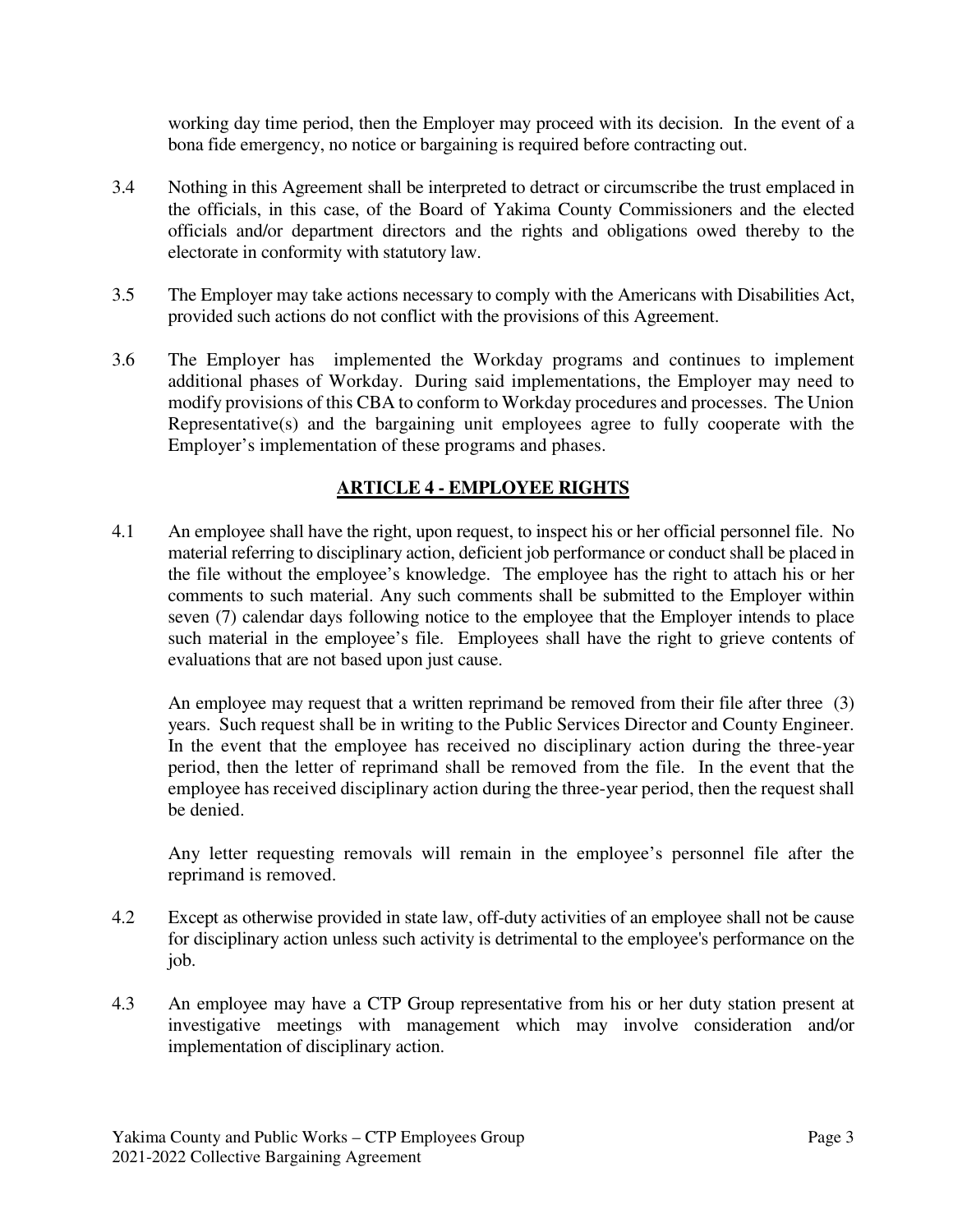working day time period, then the Employer may proceed with its decision. In the event of a bona fide emergency, no notice or bargaining is required before contracting out.

3.4 Nothing in this Agreement shall be interpreted to detract or circumscribe the trust emplaced in the officials, in this case, of the Board of Yakima County Commissioners and the elected officials and/or department directors and the rights and obligations owed thereby to the electorate in conformity with statutory law.

3.5 The Employer may take actions necessary to comply with the Americans with Disabilities Act, provided such actions do not conflict with the provisions of this Agreement.

3.6 The Employer has implemented the Workday programs and continues to implement additional phases of Workday. During said implementations, the Employer may need to modify provisions of this CBA to conform to Workday procedures and processes. The Union Representative(s) and the bargaining unit employees agree to fully cooperate with the Employer's implementation of these programs and phases.

## ARTICLE 4 - EMPLOYEE RIGHTS

4.1 An employee shall have the right, upon request, to inspect his or her official personnel file. No material referring to disciplinary action, deficient job performance or conduct shall be placed in the file without the employee's knowledge. The employee has the right to attach his or her comments to such material. Any such comments shall be submitted to the Employer within seven (7) calendar days following notice to the employee that the Employer intends to place such material in the employee's file. Employees shall have the right to grieve contents of evaluations that are not based upon just cause.

An employee may request that a written reprimand be removed from their file after three (3) years. Such request shall be in writing to the Public Services Director and County Engineer. In the event that the employee has received no disciplinary action during the three-year period, then the letter of reprimand shall be removed from the file. In the event that the employee has received disciplinary action during the three-year period, then the request shall be denied.

Any letter requesting removals will remain in the employee's personnel file after the reprimand is removed.

4.2 Except as otherwise provided in state law, off-duty activities of an employee shall not be cause for disciplinary action unless such activity is detrimental to the employee's performance on the job.

4.3 An employee may have a CTP Group representative from his or her duty station present at investigative meetings with management which may involve consideration and/or implementation of disciplinary action.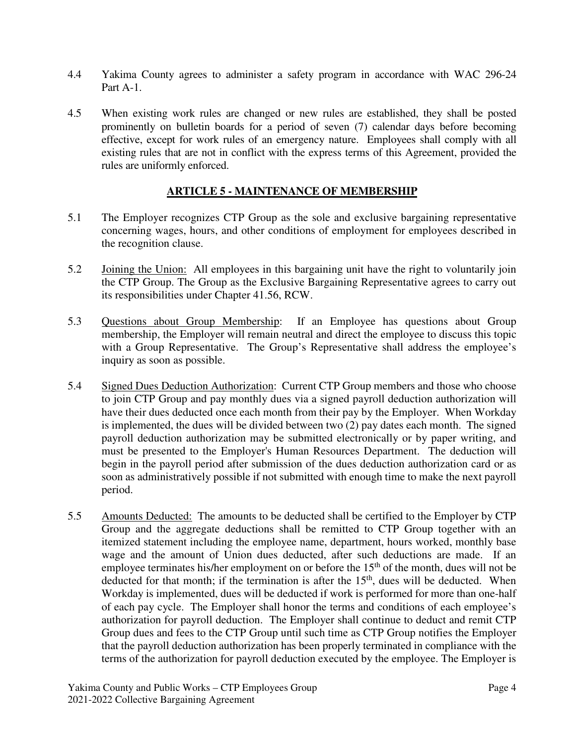4.4 Yakima County agrees to administer a safety program in accordance with WAC 296-24 Part A-1.

4.5 When existing work rules are changed or new rules are established, they shall be posted prominently on bulletin boards for a period of seven (7) calendar days before becoming effective, except for work rules of an emergency nature. Employees shall comply with all existing rules that are not in conflict with the express terms of this Agreement, provided the rules are uniformly enforced.

## ARTICLE 5 - MAINTENANCE OF MEMBERSHIP

5.1 The Employer recognizes CTP Group as the sole and exclusive bargaining representative concerning wages, hours, and other conditions of employment for employees described in the recognition clause.

5.2 Joining the Union: All employees in this bargaining unit have the right to voluntarily join the CTP Group. The Group as the Exclusive Bargaining Representative agrees to carry out its responsibilities under Chapter 41.56, RCW.

5.3 Questions about Group Membership: If an Employee has questions about Group membership, the Employer will remain neutral and direct the employee to discuss this topic with a Group Representative. The Group's Representative shall address the employee's inquiry as soon as possible.

5.4 Signed Dues Deduction Authorization: Current CTP Group members and those who choose to join CTP Group and pay monthly dues via a signed payroll deduction authorization will have their dues deducted once each month from their pay by the Employer. When Workday is implemented, the dues will be divided between two (2) pay dates each month. The signed payroll deduction authorization may be submitted electronically or by paper writing, and must be presented to the Employer's Human Resources Department. The deduction will begin in the payroll period after submission of the dues deduction authorization card or as soon as administratively possible if not submitted with enough time to make the next payroll period.

5.5 Amounts Deducted: The amounts to be deducted shall be certified to the Employer by CTP Group and the aggregate deductions shall be remitted to CTP Group together with an itemized statement including the employee name, department, hours worked, monthly base wage and the amount of Union dues deducted, after such deductions are made. If an employee terminates his/her employment on or before the 15th of the month, dues will not be deducted for that month; if the termination is after the 15th, dues will be deducted. When Workday is implemented, dues will be deducted if work is performed for more than one-half of each pay cycle. The Employer shall honor the terms and conditions of each employee's authorization for payroll deduction. The Employer shall continue to deduct and remit CTP Group dues and fees to the CTP Group until such time as CTP Group notifies the Employer that the payroll deduction authorization has been properly terminated in compliance with the terms of the authorization for payroll deduction executed by the employee. The Employer is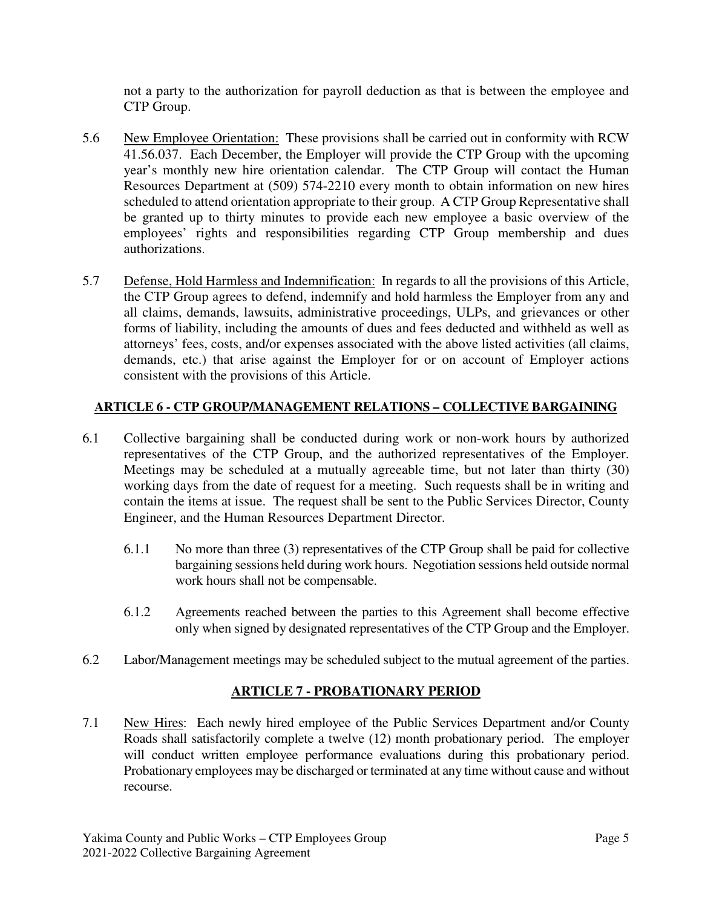not a party to the authorization for payroll deduction as that is between the employee and CTP Group.

5.6 New Employee Orientation: These provisions shall be carried out in conformity with RCW 41.56.037. Each December, the Employer will provide the CTP Group with the upcoming year's monthly new hire orientation calendar. The CTP Group will contact the Human Resources Department at (509) 574-2210 every month to obtain information on new hires scheduled to attend orientation appropriate to their group. A CTP Group Representative shall be granted up to thirty minutes to provide each new employee a basic overview of the employees' rights and responsibilities regarding CTP Group membership and dues authorizations.

5.7 Defense, Hold Harmless and Indemnification: In regards to all the provisions of this Article, the CTP Group agrees to defend, indemnify and hold harmless the Employer from any and all claims, demands, lawsuits, administrative proceedings, ULPs, and grievances or other forms of liability, including the amounts of dues and fees deducted and withheld as well as attorneys' fees, costs, and/or expenses associated with the above listed activities (all claims, demands, etc.) that arise against the Employer for or on account of Employer actions consistent with the provisions of this Article.

## ARTICLE 6 - CTP GROUP/MANAGEMENT RELATIONS – COLLECTIVE BARGAINING

6.1 Collective bargaining shall be conducted during work or non-work hours by authorized representatives of the CTP Group, and the authorized representatives of the Employer. Meetings may be scheduled at a mutually agreeable time, but not later than thirty (30) working days from the date of request for a meeting. Such requests shall be in writing and contain the items at issue. The request shall be sent to the Public Services Director, County Engineer, and the Human Resources Department Director.

6.1.1 No more than three (3) representatives of the CTP Group shall be paid for collective bargaining sessions held during work hours. Negotiation sessions held outside normal work hours shall not be compensable.

6.1.2 Agreements reached between the parties to this Agreement shall become effective only when signed by designated representatives of the CTP Group and the Employer.

6.2 Labor/Management meetings may be scheduled subject to the mutual agreement of the parties.

## ARTICLE 7 - PROBATIONARY PERIOD

7.1 New Hires: Each newly hired employee of the Public Services Department and/or County Roads shall satisfactorily complete a twelve (12) month probationary period. The employer will conduct written employee performance evaluations during this probationary period. Probationary employees may be discharged or terminated at any time without cause and without recourse.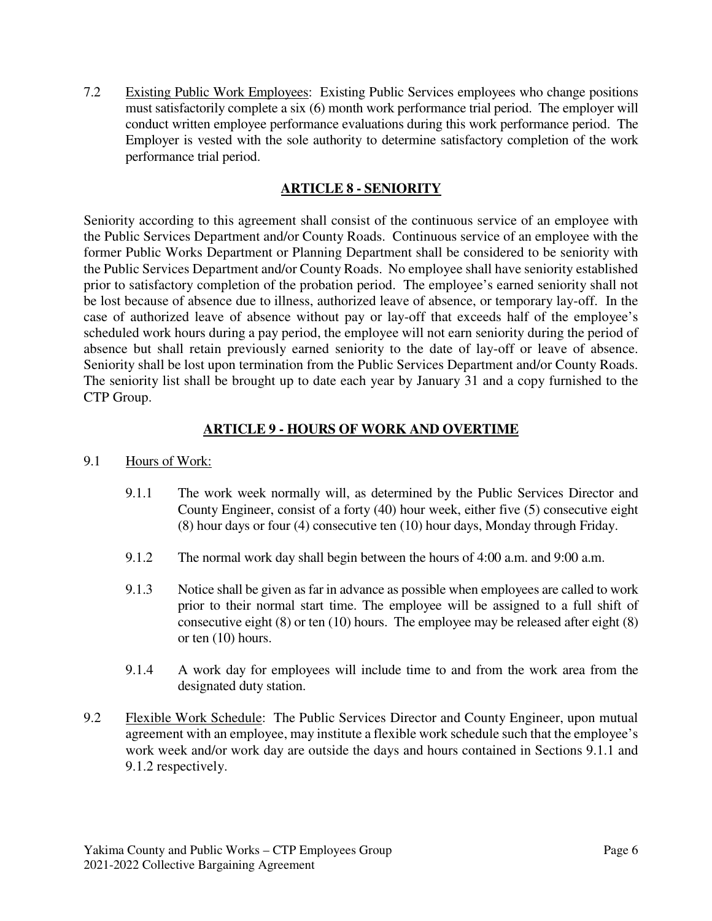7.2 Existing Public Work Employees: Existing Public Services employees who change positions must satisfactorily complete a six (6) month work performance trial period. The employer will conduct written employee performance evaluations during this work performance period. The Employer is vested with the sole authority to determine satisfactory completion of the work performance trial period.

## ARTICLE 8 - SENIORITY

Seniority according to this agreement shall consist of the continuous service of an employee with the Public Services Department and/or County Roads. Continuous service of an employee with the former Public Works Department or Planning Department shall be considered to be seniority with the Public Services Department and/or County Roads. No employee shall have seniority established prior to satisfactory completion of the probation period. The employee's earned seniority shall not be lost because of absence due to illness, authorized leave of absence, or temporary lay-off. In the case of authorized leave of absence without pay or lay-off that exceeds half of the employee's scheduled work hours during a pay period, the employee will not earn seniority during the period of absence but shall retain previously earned seniority to the date of lay-off or leave of absence. Seniority shall be lost upon termination from the Public Services Department and/or County Roads. The seniority list shall be brought up to date each year by January 31 and a copy furnished to the CTP Group.

## ARTICLE 9 - HOURS OF WORK AND OVERTIME

9.1 Hours of Work:

9.1.1 The work week normally will, as determined by the Public Services Director and County Engineer, consist of a forty (40) hour week, either five (5) consecutive eight (8) hour days or four (4) consecutive ten (10) hour days, Monday through Friday.

9.1.2 The normal work day shall begin between the hours of 4:00 a.m. and 9:00 a.m.

9.1.3 Notice shall be given as far in advance as possible when employees are called to work prior to their normal start time. The employee will be assigned to a full shift of consecutive eight (8) or ten (10) hours. The employee may be released after eight (8) or ten (10) hours.

9.1.4 A work day for employees will include time to and from the work area from the designated duty station.

9.2 Flexible Work Schedule: The Public Services Director and County Engineer, upon mutual agreement with an employee, may institute a flexible work schedule such that the employee's work week and/or work day are outside the days and hours contained in Sections 9.1.1 and 9.1.2 respectively.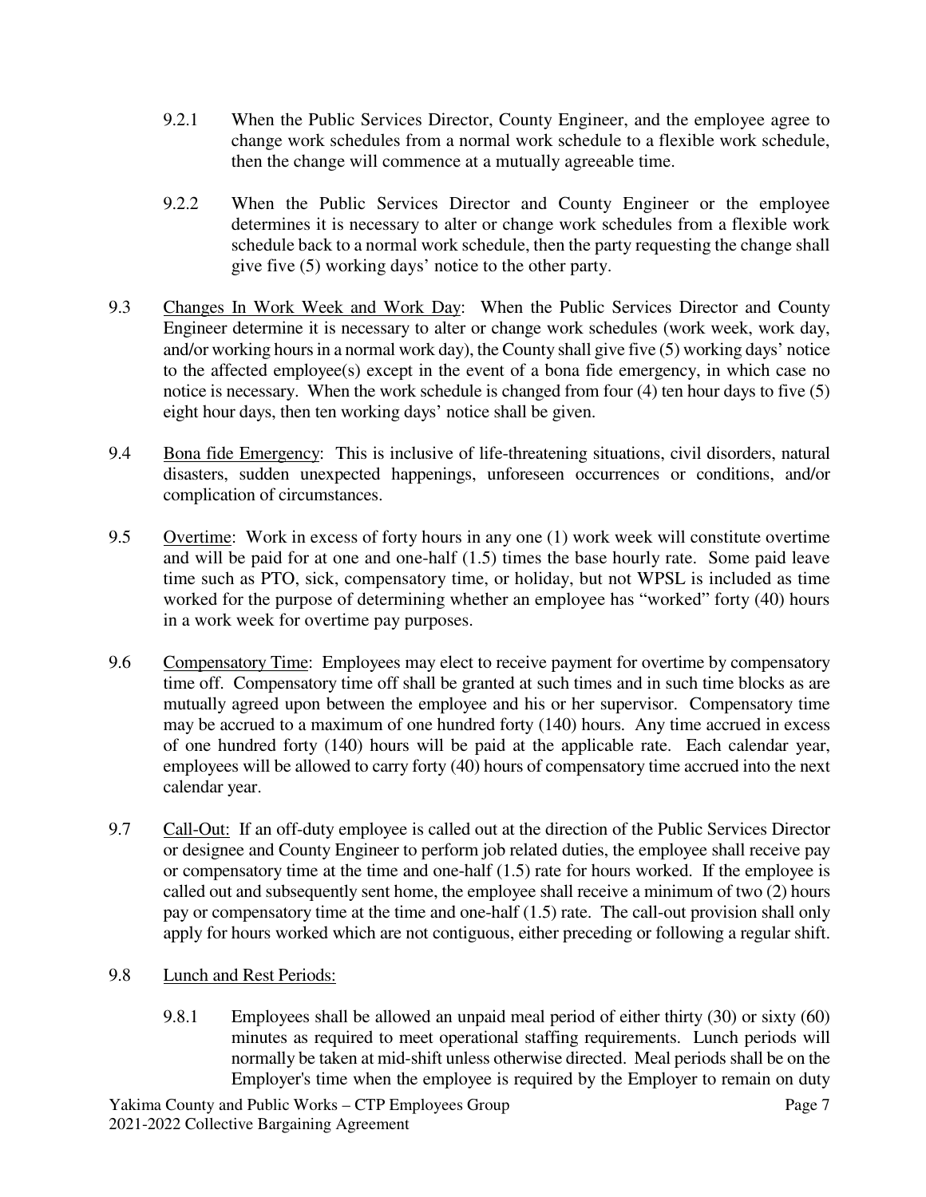9.2.1 When the Public Services Director, County Engineer, and the employee agree to change work schedules from a normal work schedule to a flexible work schedule, then the change will commence at a mutually agreeable time.

9.2.2 When the Public Services Director and County Engineer or the employee determines it is necessary to alter or change work schedules from a flexible work schedule back to a normal work schedule, then the party requesting the change shall give five (5) working days' notice to the other party.

9.3 Changes In Work Week and Work Day: When the Public Services Director and County Engineer determine it is necessary to alter or change work schedules (work week, work day, and/or working hours in a normal work day), the County shall give five (5) working days' notice to the affected employee(s) except in the event of a bona fide emergency, in which case no notice is necessary. When the work schedule is changed from four (4) ten hour days to five (5) eight hour days, then ten working days' notice shall be given.

9.4 Bona fide Emergency: This is inclusive of life-threatening situations, civil disorders, natural disasters, sudden unexpected happenings, unforeseen occurrences or conditions, and/or complication of circumstances.

9.5 Overtime: Work in excess of forty hours in any one (1) work week will constitute overtime and will be paid for at one and one-half (1.5) times the base hourly rate. Some paid leave time such as PTO, sick, compensatory time, or holiday, but not WPSL is included as time worked for the purpose of determining whether an employee has "worked" forty (40) hours in a work week for overtime pay purposes.

9.6 Compensatory Time: Employees may elect to receive payment for overtime by compensatory time off. Compensatory time off shall be granted at such times and in such time blocks as are mutually agreed upon between the employee and his or her supervisor. Compensatory time may be accrued to a maximum of one hundred forty (140) hours. Any time accrued in excess of one hundred forty (140) hours will be paid at the applicable rate. Each calendar year, employees will be allowed to carry forty (40) hours of compensatory time accrued into the next calendar year.

9.7 Call-Out: If an off-duty employee is called out at the direction of the Public Services Director or designee and County Engineer to perform job related duties, the employee shall receive pay or compensatory time at the time and one-half (1.5) rate for hours worked. If the employee is called out and subsequently sent home, the employee shall receive a minimum of two (2) hours pay or compensatory time at the time and one-half (1.5) rate. The call-out provision shall only apply for hours worked which are not contiguous, either preceding or following a regular shift.

9.8 Lunch and Rest Periods:

9.8.1 Employees shall be allowed an unpaid meal period of either thirty (30) or sixty (60) minutes as required to meet operational staffing requirements. Lunch periods will normally be taken at mid-shift unless otherwise directed. Meal periods shall be on the Employer's time when the employee is required by the Employer to remain on duty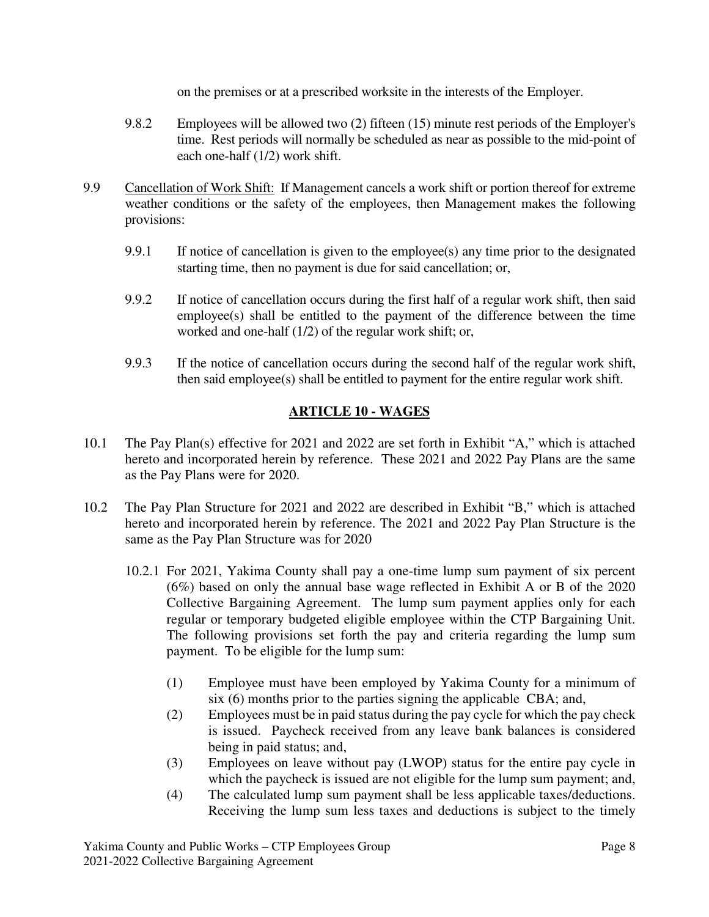on the premises or at a prescribed worksite in the interests of the Employer.

9.8.2 Employees will be allowed two (2) fifteen (15) minute rest periods of the Employer's time. Rest periods will normally be scheduled as near as possible to the mid-point of each one-half (1/2) work shift.

9.9 Cancellation of Work Shift: If Management cancels a work shift or portion thereof for extreme weather conditions or the safety of the employees, then Management makes the following provisions:

9.9.1 If notice of cancellation is given to the employee(s) any time prior to the designated starting time, then no payment is due for said cancellation; or,

9.9.2 If notice of cancellation occurs during the first half of a regular work shift, then said employee(s) shall be entitled to the payment of the difference between the time worked and one-half (1/2) of the regular work shift; or,

9.9.3 If the notice of cancellation occurs during the second half of the regular work shift, then said employee(s) shall be entitled to payment for the entire regular work shift.

## ARTICLE 10 - WAGES

10.1 The Pay Plan(s) effective for 2021 and 2022 are set forth in Exhibit "A," which is attached hereto and incorporated herein by reference. These 2021 and 2022 Pay Plans are the same as the Pay Plans were for 2020.

10.2 The Pay Plan Structure for 2021 and 2022 are described in Exhibit "B," which is attached hereto and incorporated herein by reference. The 2021 and 2022 Pay Plan Structure is the same as the Pay Plan Structure was for 2020

10.2.1 For 2021, Yakima County shall pay a one-time lump sum payment of six percent (6%) based on only the annual base wage reflected in Exhibit A or B of the 2020 Collective Bargaining Agreement. The lump sum payment applies only for each regular or temporary budgeted eligible employee within the CTP Bargaining Unit. The following provisions set forth the pay and criteria regarding the lump sum payment. To be eligible for the lump sum:

(1) Employee must have been employed by Yakima County for a minimum of six (6) months prior to the parties signing the applicable CBA; and,

(2) Employees must be in paid status during the pay cycle for which the pay check is issued. Paycheck received from any leave bank balances is considered being in paid status; and,

(3) Employees on leave without pay (LWOP) status for the entire pay cycle in which the paycheck is issued are not eligible for the lump sum payment; and,

(4) The calculated lump sum payment shall be less applicable taxes/deductions. Receiving the lump sum less taxes and deductions is subject to the timely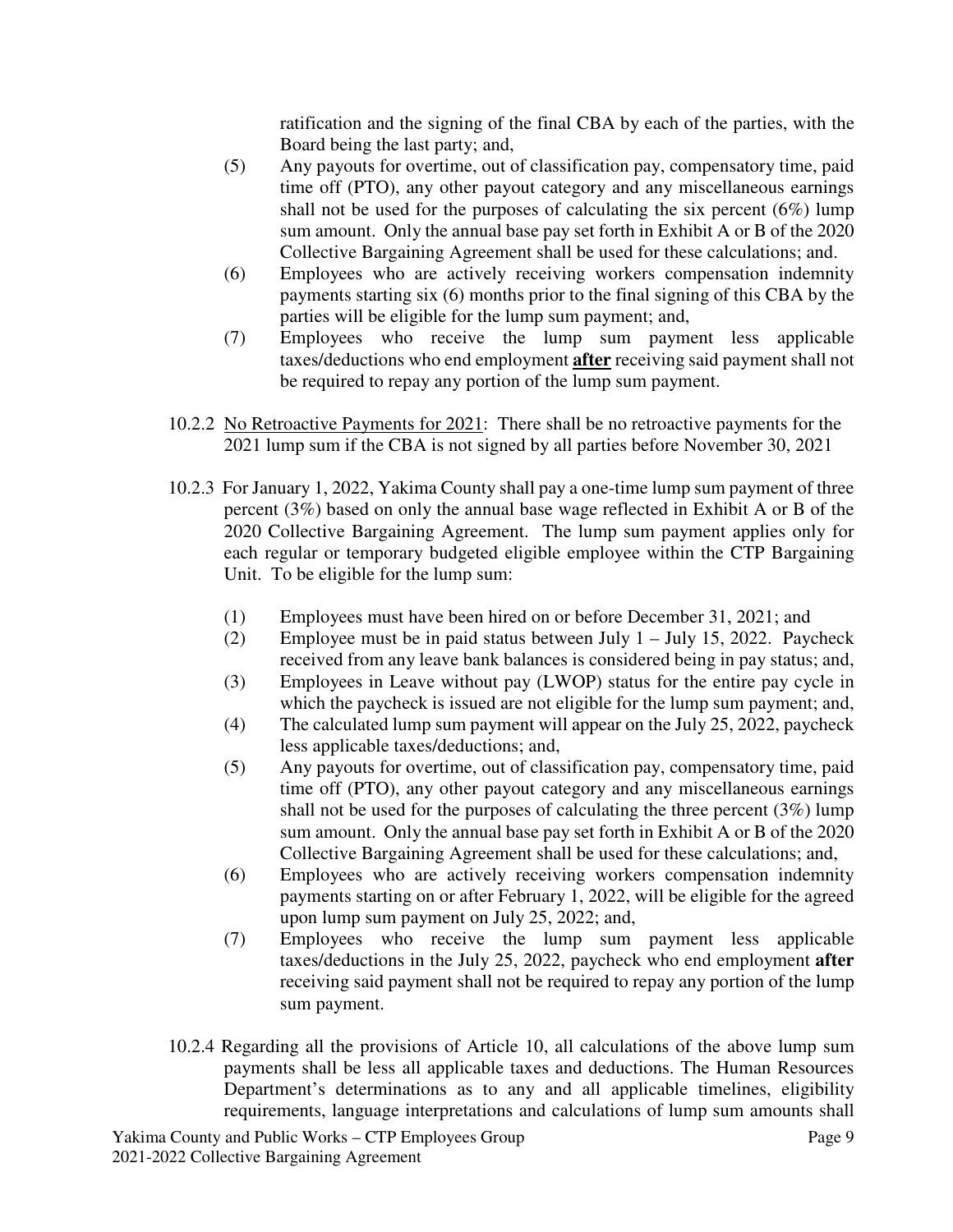ratification and the signing of the final CBA by each of the parties, with the Board being the last party; and,

(5) Any payouts for overtime, out of classification pay, compensatory time, paid time off (PTO), any other payout category and any miscellaneous earnings shall not be used for the purposes of calculating the six percent (6%) lump sum amount. Only the annual base pay set forth in Exhibit A or B of the 2020 Collective Bargaining Agreement shall be used for these calculations; and.

(6) Employees who are actively receiving workers compensation indemnity payments starting six (6) months prior to the final signing of this CBA by the parties will be eligible for the lump sum payment; and,

(7) Employees who receive the lump sum payment less applicable taxes/deductions who end employment **<u>after</u>** receiving said payment shall not be required to repay any portion of the lump sum payment.

10.2.2 <u>No Retroactive Payments for 2021</u>: There shall be no retroactive payments for the 2021 lump sum if the CBA is not signed by all parties before November 30, 2021

10.2.3 For January 1, 2022, Yakima County shall pay a one-time lump sum payment of three percent (3%) based on only the annual base wage reflected in Exhibit A or B of the 2020 Collective Bargaining Agreement. The lump sum payment applies only for each regular or temporary budgeted eligible employee within the CTP Bargaining Unit. To be eligible for the lump sum:

(1) Employees must have been hired on or before December 31, 2021; and

(2) Employee must be in paid status between July 1 – July 15, 2022. Paycheck received from any leave bank balances is considered being in pay status; and,

(3) Employees in Leave without pay (LWOP) status for the entire pay cycle in which the paycheck is issued are not eligible for the lump sum payment; and,

(4) The calculated lump sum payment will appear on the July 25, 2022, paycheck less applicable taxes/deductions; and,

(5) Any payouts for overtime, out of classification pay, compensatory time, paid time off (PTO), any other payout category and any miscellaneous earnings shall not be used for the purposes of calculating the three percent (3%) lump sum amount. Only the annual base pay set forth in Exhibit A or B of the 2020 Collective Bargaining Agreement shall be used for these calculations; and,

(6) Employees who are actively receiving workers compensation indemnity payments starting on or after February 1, 2022, will be eligible for the agreed upon lump sum payment on July 25, 2022; and,

(7) Employees who receive the lump sum payment less applicable taxes/deductions in the July 25, 2022, paycheck who end employment **after** receiving said payment shall not be required to repay any portion of the lump sum payment.

10.2.4 Regarding all the provisions of Article 10, all calculations of the above lump sum payments shall be less all applicable taxes and deductions. The Human Resources Department's determinations as to any and all applicable timelines, eligibility requirements, language interpretations and calculations of lump sum amounts shall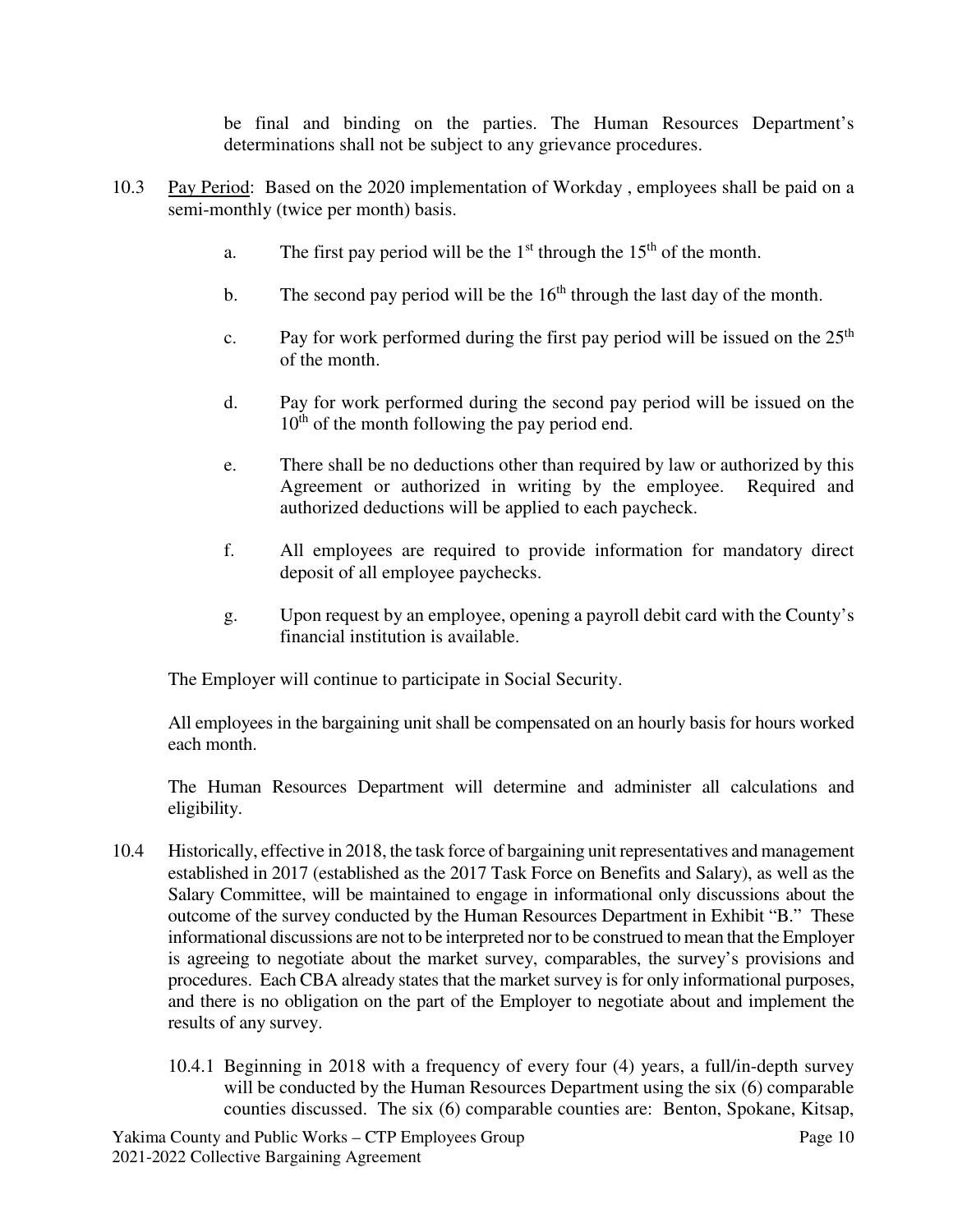be final and binding on the parties. The Human Resources Department's determinations shall not be subject to any grievance procedures.

10.3 Pay Period: Based on the 2020 implementation of Workday , employees shall be paid on a semi-monthly (twice per month) basis.

a. The first pay period will be the 1st through the 15th of the month.

b. The second pay period will be the 16th through the last day of the month.

c. Pay for work performed during the first pay period will be issued on the 25th of the month.

d. Pay for work performed during the second pay period will be issued on the 10th of the month following the pay period end.

e. There shall be no deductions other than required by law or authorized by this Agreement or authorized in writing by the employee. Required and authorized deductions will be applied to each paycheck.

f. All employees are required to provide information for mandatory direct deposit of all employee paychecks.

g. Upon request by an employee, opening a payroll debit card with the County's financial institution is available.

The Employer will continue to participate in Social Security.

All employees in the bargaining unit shall be compensated on an hourly basis for hours worked each month.

The Human Resources Department will determine and administer all calculations and eligibility.

10.4 Historically, effective in 2018, the task force of bargaining unit representatives and management established in 2017 (established as the 2017 Task Force on Benefits and Salary), as well as the Salary Committee, will be maintained to engage in informational only discussions about the outcome of the survey conducted by the Human Resources Department in Exhibit "B." These informational discussions are not to be interpreted nor to be construed to mean that the Employer is agreeing to negotiate about the market survey, comparables, the survey's provisions and procedures. Each CBA already states that the market survey is for only informational purposes, and there is no obligation on the part of the Employer to negotiate about and implement the results of any survey.

10.4.1 Beginning in 2018 with a frequency of every four (4) years, a full/in-depth survey will be conducted by the Human Resources Department using the six (6) comparable counties discussed. The six (6) comparable counties are: Benton, Spokane, Kitsap,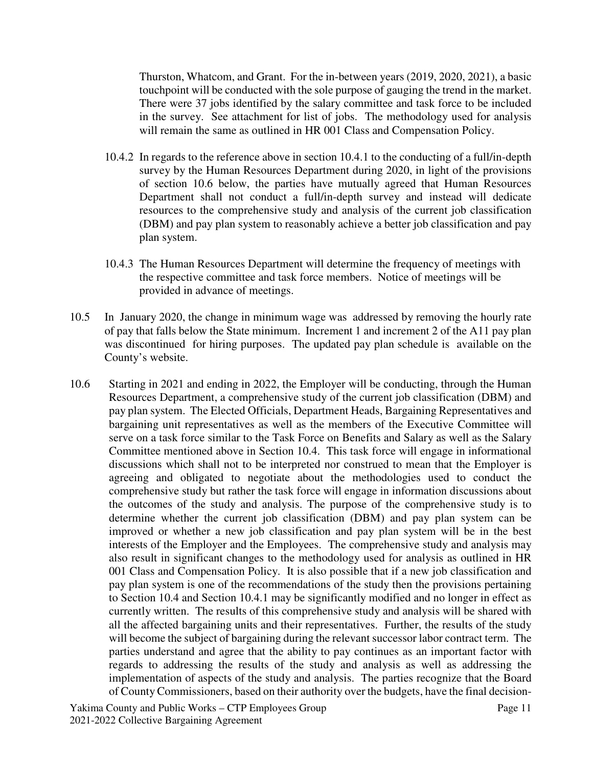Thurston, Whatcom, and Grant. For the in-between years (2019, 2020, 2021), a basic touchpoint will be conducted with the sole purpose of gauging the trend in the market. There were 37 jobs identified by the salary committee and task force to be included in the survey. See attachment for list of jobs. The methodology used for analysis will remain the same as outlined in HR 001 Class and Compensation Policy.

10.4.2 In regards to the reference above in section 10.4.1 to the conducting of a full/in-depth survey by the Human Resources Department during 2020, in light of the provisions of section 10.6 below, the parties have mutually agreed that Human Resources Department shall not conduct a full/in-depth survey and instead will dedicate resources to the comprehensive study and analysis of the current job classification (DBM) and pay plan system to reasonably achieve a better job classification and pay plan system.

10.4.3 The Human Resources Department will determine the frequency of meetings with the respective committee and task force members. Notice of meetings will be provided in advance of meetings.

10.5 In January 2020, the change in minimum wage was addressed by removing the hourly rate of pay that falls below the State minimum. Increment 1 and increment 2 of the A11 pay plan was discontinued for hiring purposes. The updated pay plan schedule is available on the County's website.

10.6 Starting in 2021 and ending in 2022, the Employer will be conducting, through the Human Resources Department, a comprehensive study of the current job classification (DBM) and pay plan system. The Elected Officials, Department Heads, Bargaining Representatives and bargaining unit representatives as well as the members of the Executive Committee will serve on a task force similar to the Task Force on Benefits and Salary as well as the Salary Committee mentioned above in Section 10.4. This task force will engage in informational discussions which shall not to be interpreted nor construed to mean that the Employer is agreeing and obligated to negotiate about the methodologies used to conduct the comprehensive study but rather the task force will engage in information discussions about the outcomes of the study and analysis. The purpose of the comprehensive study is to determine whether the current job classification (DBM) and pay plan system can be improved or whether a new job classification and pay plan system will be in the best interests of the Employer and the Employees. The comprehensive study and analysis may also result in significant changes to the methodology used for analysis as outlined in HR 001 Class and Compensation Policy. It is also possible that if a new job classification and pay plan system is one of the recommendations of the study then the provisions pertaining to Section 10.4 and Section 10.4.1 may be significantly modified and no longer in effect as currently written. The results of this comprehensive study and analysis will be shared with all the affected bargaining units and their representatives. Further, the results of the study will become the subject of bargaining during the relevant successor labor contract term. The parties understand and agree that the ability to pay continues as an important factor with regards to addressing the results of the study and analysis as well as addressing the implementation of aspects of the study and analysis. The parties recognize that the Board of County Commissioners, based on their authority over the budgets, have the final decision-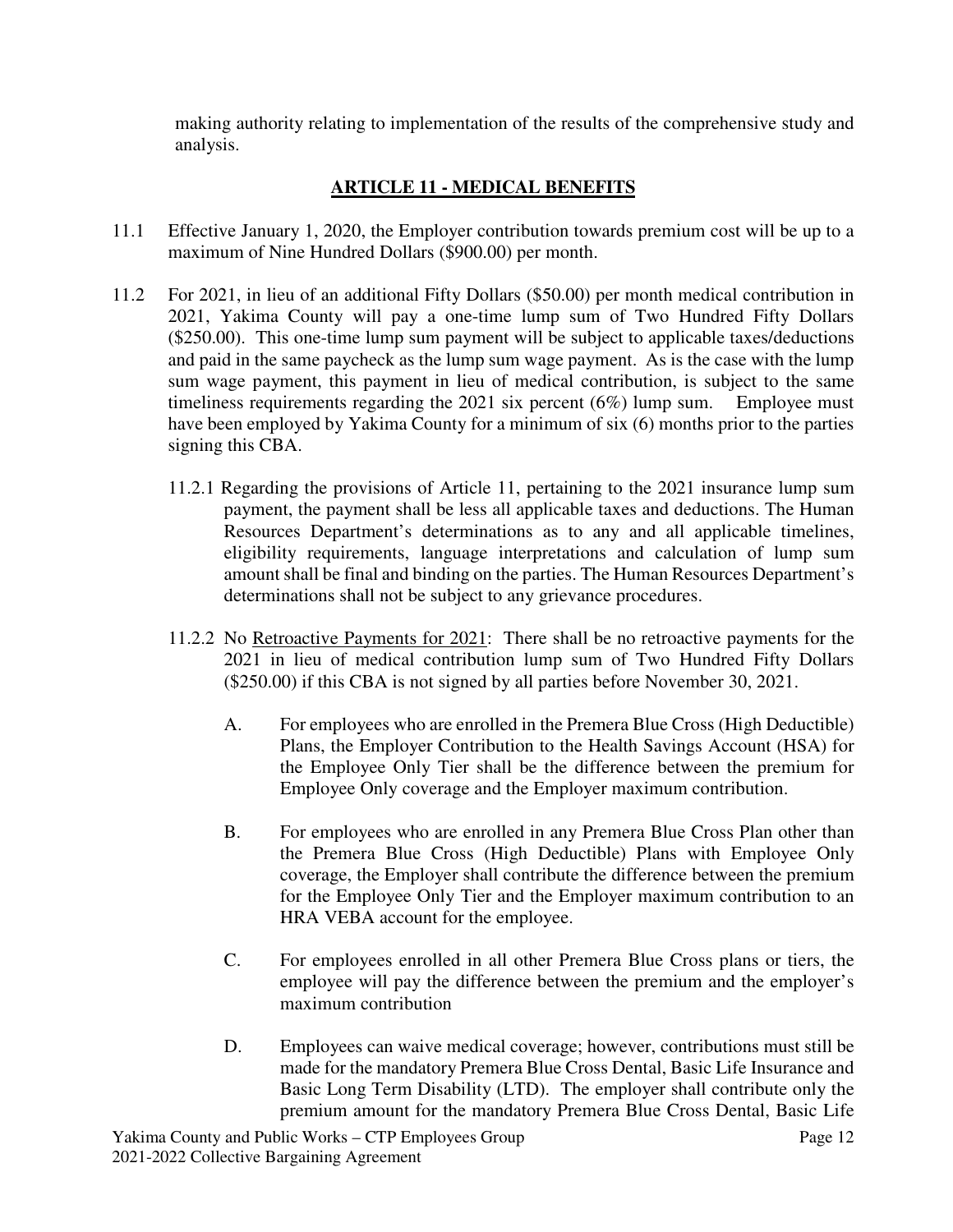making authority relating to implementation of the results of the comprehensive study and analysis.

## ARTICLE 11 - MEDICAL BENEFITS

11.1 Effective January 1, 2020, the Employer contribution towards premium cost will be up to a maximum of Nine Hundred Dollars ($900.00) per month.

11.2 For 2021, in lieu of an additional Fifty Dollars ($50.00) per month medical contribution in 2021, Yakima County will pay a one-time lump sum of Two Hundred Fifty Dollars ($250.00). This one-time lump sum payment will be subject to applicable taxes/deductions and paid in the same paycheck as the lump sum wage payment. As is the case with the lump sum wage payment, this payment in lieu of medical contribution, is subject to the same timeliness requirements regarding the 2021 six percent (6%) lump sum. Employee must have been employed by Yakima County for a minimum of six (6) months prior to the parties signing this CBA.

11.2.1 Regarding the provisions of Article 11, pertaining to the 2021 insurance lump sum payment, the payment shall be less all applicable taxes and deductions. The Human Resources Department's determinations as to any and all applicable timelines, eligibility requirements, language interpretations and calculation of lump sum amount shall be final and binding on the parties. The Human Resources Department's determinations shall not be subject to any grievance procedures.

11.2.2 No Retroactive Payments for 2021: There shall be no retroactive payments for the 2021 in lieu of medical contribution lump sum of Two Hundred Fifty Dollars ($250.00) if this CBA is not signed by all parties before November 30, 2021.

A. For employees who are enrolled in the Premera Blue Cross (High Deductible) Plans, the Employer Contribution to the Health Savings Account (HSA) for the Employee Only Tier shall be the difference between the premium for Employee Only coverage and the Employer maximum contribution.

B. For employees who are enrolled in any Premera Blue Cross Plan other than the Premera Blue Cross (High Deductible) Plans with Employee Only coverage, the Employer shall contribute the difference between the premium for the Employee Only Tier and the Employer maximum contribution to an HRA VEBA account for the employee.

C. For employees enrolled in all other Premera Blue Cross plans or tiers, the employee will pay the difference between the premium and the employer's maximum contribution

D. Employees can waive medical coverage; however, contributions must still be made for the mandatory Premera Blue Cross Dental, Basic Life Insurance and Basic Long Term Disability (LTD). The employer shall contribute only the premium amount for the mandatory Premera Blue Cross Dental, Basic Life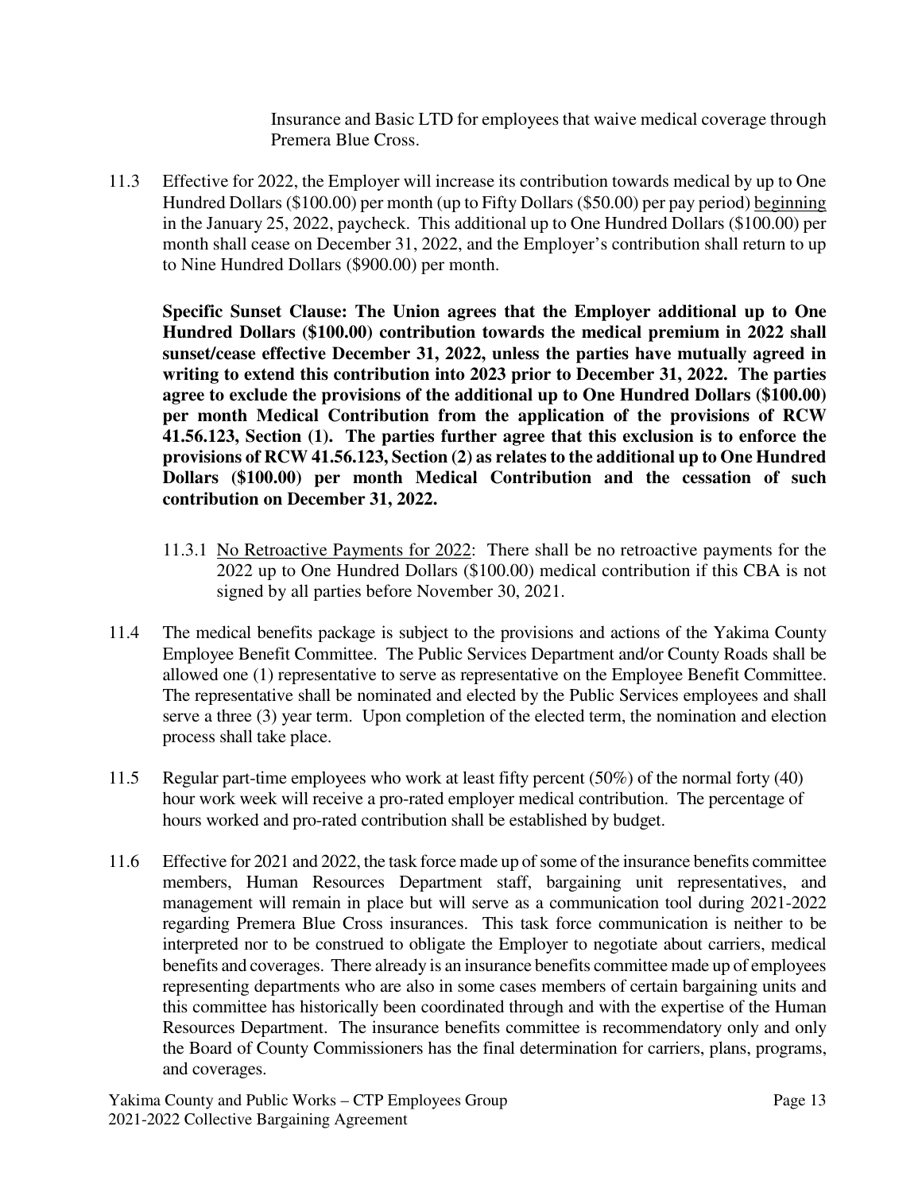Insurance and Basic LTD for employees that waive medical coverage through Premera Blue Cross.

11.3 Effective for 2022, the Employer will increase its contribution towards medical by up to One Hundred Dollars ($100.00) per month (up to Fifty Dollars ($50.00) per pay period) beginning in the January 25, 2022, paycheck. This additional up to One Hundred Dollars ($100.00) per month shall cease on December 31, 2022, and the Employer's contribution shall return to up to Nine Hundred Dollars ($900.00) per month.

**Specific Sunset Clause: The Union agrees that the Employer additional up to One Hundred Dollars ($100.00) contribution towards the medical premium in 2022 shall sunset/cease effective December 31, 2022, unless the parties have mutually agreed in writing to extend this contribution into 2023 prior to December 31, 2022. The parties agree to exclude the provisions of the additional up to One Hundred Dollars ($100.00) per month Medical Contribution from the application of the provisions of RCW 41.56.123, Section (1). The parties further agree that this exclusion is to enforce the provisions of RCW 41.56.123, Section (2) as relates to the additional up to One Hundred Dollars ($100.00) per month Medical Contribution and the cessation of such contribution on December 31, 2022.**

11.3.1 No Retroactive Payments for 2022: There shall be no retroactive payments for the 2022 up to One Hundred Dollars ($100.00) medical contribution if this CBA is not signed by all parties before November 30, 2021.

11.4 The medical benefits package is subject to the provisions and actions of the Yakima County Employee Benefit Committee. The Public Services Department and/or County Roads shall be allowed one (1) representative to serve as representative on the Employee Benefit Committee. The representative shall be nominated and elected by the Public Services employees and shall serve a three (3) year term. Upon completion of the elected term, the nomination and election process shall take place.

11.5 Regular part-time employees who work at least fifty percent (50%) of the normal forty (40) hour work week will receive a pro-rated employer medical contribution. The percentage of hours worked and pro-rated contribution shall be established by budget.

11.6 Effective for 2021 and 2022, the task force made up of some of the insurance benefits committee members, Human Resources Department staff, bargaining unit representatives, and management will remain in place but will serve as a communication tool during 2021-2022 regarding Premera Blue Cross insurances. This task force communication is neither to be interpreted nor to be construed to obligate the Employer to negotiate about carriers, medical benefits and coverages. There already is an insurance benefits committee made up of employees representing departments who are also in some cases members of certain bargaining units and this committee has historically been coordinated through and with the expertise of the Human Resources Department. The insurance benefits committee is recommendatory only and only the Board of County Commissioners has the final determination for carriers, plans, programs, and coverages.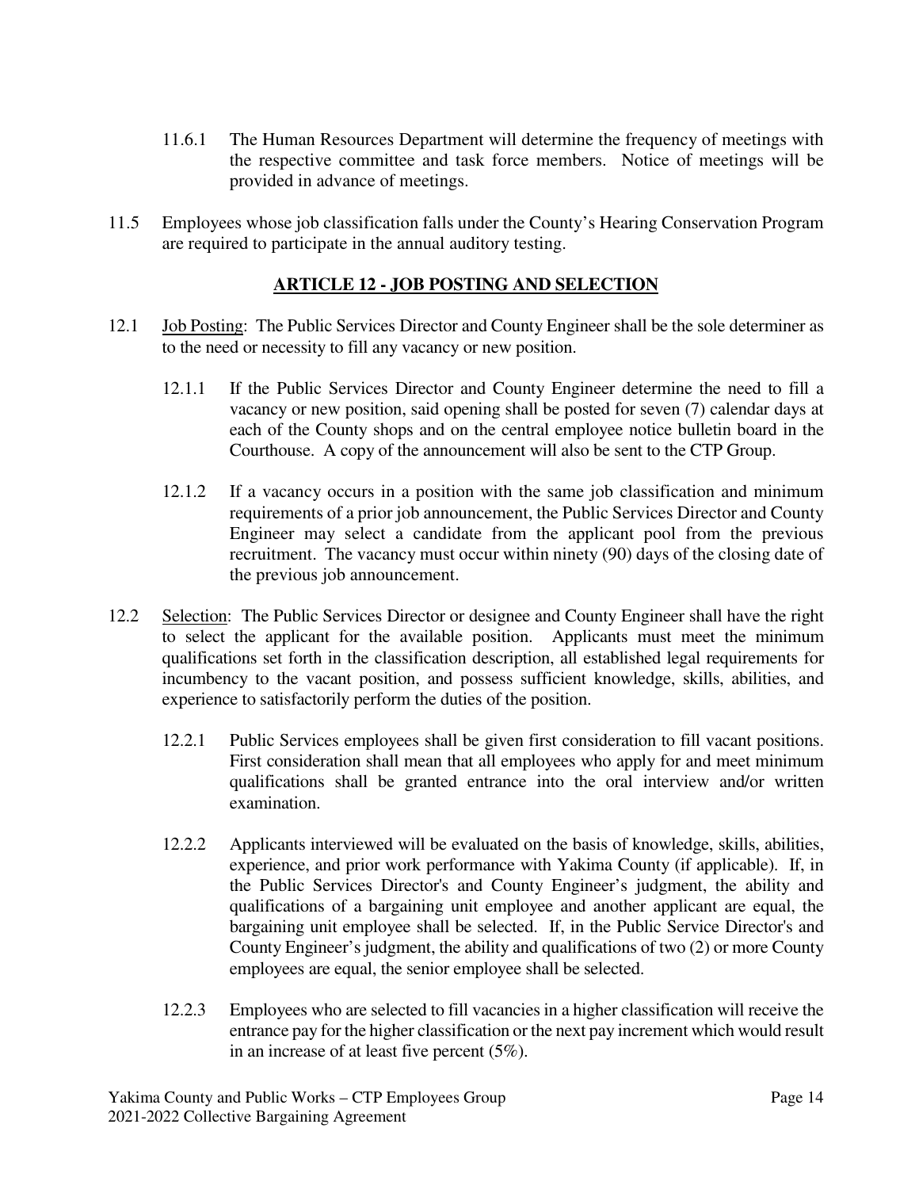11.6.1 The Human Resources Department will determine the frequency of meetings with the respective committee and task force members. Notice of meetings will be provided in advance of meetings.

11.5 Employees whose job classification falls under the County's Hearing Conservation Program are required to participate in the annual auditory testing.

## ARTICLE 12 - JOB POSTING AND SELECTION

12.1 Job Posting: The Public Services Director and County Engineer shall be the sole determiner as to the need or necessity to fill any vacancy or new position.

12.1.1 If the Public Services Director and County Engineer determine the need to fill a vacancy or new position, said opening shall be posted for seven (7) calendar days at each of the County shops and on the central employee notice bulletin board in the Courthouse. A copy of the announcement will also be sent to the CTP Group.

12.1.2 If a vacancy occurs in a position with the same job classification and minimum requirements of a prior job announcement, the Public Services Director and County Engineer may select a candidate from the applicant pool from the previous recruitment. The vacancy must occur within ninety (90) days of the closing date of the previous job announcement.

12.2 Selection: The Public Services Director or designee and County Engineer shall have the right to select the applicant for the available position. Applicants must meet the minimum qualifications set forth in the classification description, all established legal requirements for incumbency to the vacant position, and possess sufficient knowledge, skills, abilities, and experience to satisfactorily perform the duties of the position.

12.2.1 Public Services employees shall be given first consideration to fill vacant positions. First consideration shall mean that all employees who apply for and meet minimum qualifications shall be granted entrance into the oral interview and/or written examination.

12.2.2 Applicants interviewed will be evaluated on the basis of knowledge, skills, abilities, experience, and prior work performance with Yakima County (if applicable). If, in the Public Services Director's and County Engineer's judgment, the ability and qualifications of a bargaining unit employee and another applicant are equal, the bargaining unit employee shall be selected. If, in the Public Service Director's and County Engineer's judgment, the ability and qualifications of two (2) or more County employees are equal, the senior employee shall be selected.

12.2.3 Employees who are selected to fill vacancies in a higher classification will receive the entrance pay for the higher classification or the next pay increment which would result in an increase of at least five percent (5%).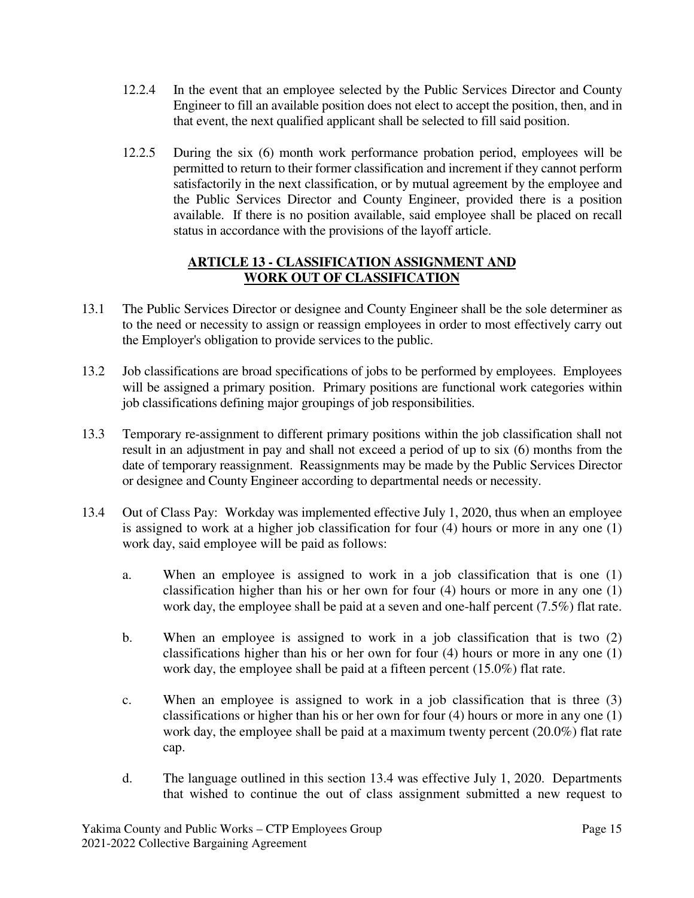12.2.4 In the event that an employee selected by the Public Services Director and County Engineer to fill an available position does not elect to accept the position, then, and in that event, the next qualified applicant shall be selected to fill said position.

12.2.5 During the six (6) month work performance probation period, employees will be permitted to return to their former classification and increment if they cannot perform satisfactorily in the next classification, or by mutual agreement by the employee and the Public Services Director and County Engineer, provided there is a position available. If there is no position available, said employee shall be placed on recall status in accordance with the provisions of the layoff article.

## ARTICLE 13 - CLASSIFICATION ASSIGNMENT AND WORK OUT OF CLASSIFICATION

13.1 The Public Services Director or designee and County Engineer shall be the sole determiner as to the need or necessity to assign or reassign employees in order to most effectively carry out the Employer's obligation to provide services to the public.

13.2 Job classifications are broad specifications of jobs to be performed by employees. Employees will be assigned a primary position. Primary positions are functional work categories within job classifications defining major groupings of job responsibilities.

13.3 Temporary re-assignment to different primary positions within the job classification shall not result in an adjustment in pay and shall not exceed a period of up to six (6) months from the date of temporary reassignment. Reassignments may be made by the Public Services Director or designee and County Engineer according to departmental needs or necessity.

13.4 Out of Class Pay: Workday was implemented effective July 1, 2020, thus when an employee is assigned to work at a higher job classification for four (4) hours or more in any one (1) work day, said employee will be paid as follows:

a. When an employee is assigned to work in a job classification that is one (1) classification higher than his or her own for four (4) hours or more in any one (1) work day, the employee shall be paid at a seven and one-half percent (7.5%) flat rate.

b. When an employee is assigned to work in a job classification that is two (2) classifications higher than his or her own for four (4) hours or more in any one (1) work day, the employee shall be paid at a fifteen percent (15.0%) flat rate.

c. When an employee is assigned to work in a job classification that is three (3) classifications or higher than his or her own for four (4) hours or more in any one (1) work day, the employee shall be paid at a maximum twenty percent (20.0%) flat rate cap.

d. The language outlined in this section 13.4 was effective July 1, 2020. Departments that wished to continue the out of class assignment submitted a new request to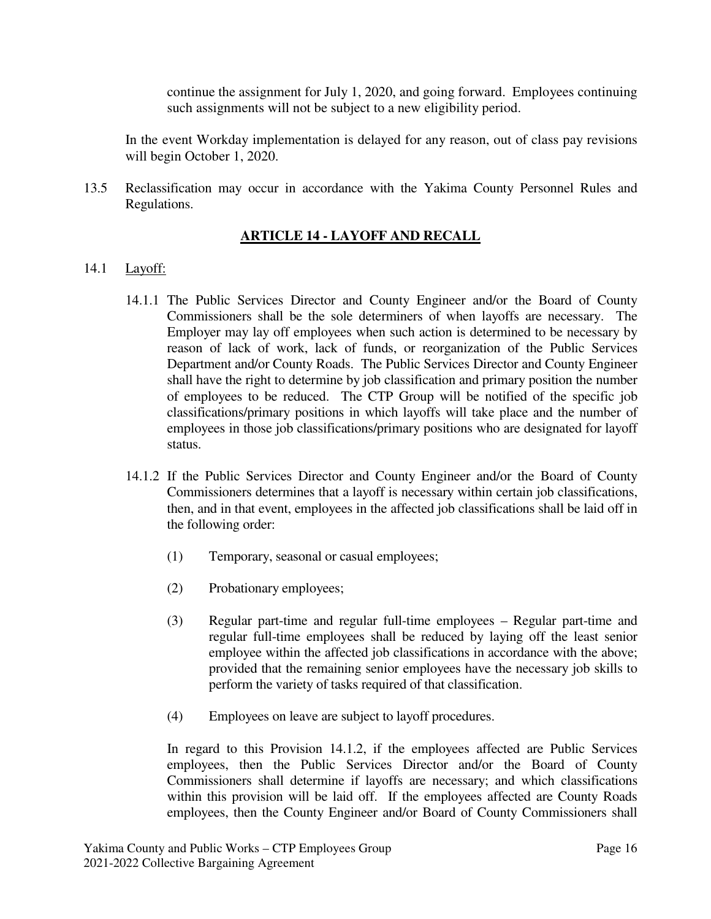continue the assignment for July 1, 2020, and going forward. Employees continuing such assignments will not be subject to a new eligibility period.

In the event Workday implementation is delayed for any reason, out of class pay revisions will begin October 1, 2020.

13.5 Reclassification may occur in accordance with the Yakima County Personnel Rules and Regulations.

## ARTICLE 14 - LAYOFF AND RECALL

14.1 Layoff:

14.1.1 The Public Services Director and County Engineer and/or the Board of County Commissioners shall be the sole determiners of when layoffs are necessary. The Employer may lay off employees when such action is determined to be necessary by reason of lack of work, lack of funds, or reorganization of the Public Services Department and/or County Roads. The Public Services Director and County Engineer shall have the right to determine by job classification and primary position the number of employees to be reduced. The CTP Group will be notified of the specific job classifications/primary positions in which layoffs will take place and the number of employees in those job classifications/primary positions who are designated for layoff status.

14.1.2 If the Public Services Director and County Engineer and/or the Board of County Commissioners determines that a layoff is necessary within certain job classifications, then, and in that event, employees in the affected job classifications shall be laid off in the following order:

(1) Temporary, seasonal or casual employees;

(2) Probationary employees;

(3) Regular part-time and regular full-time employees – Regular part-time and regular full-time employees shall be reduced by laying off the least senior employee within the affected job classifications in accordance with the above; provided that the remaining senior employees have the necessary job skills to perform the variety of tasks required of that classification.

(4) Employees on leave are subject to layoff procedures.

In regard to this Provision 14.1.2, if the employees affected are Public Services employees, then the Public Services Director and/or the Board of County Commissioners shall determine if layoffs are necessary; and which classifications within this provision will be laid off. If the employees affected are County Roads employees, then the County Engineer and/or Board of County Commissioners shall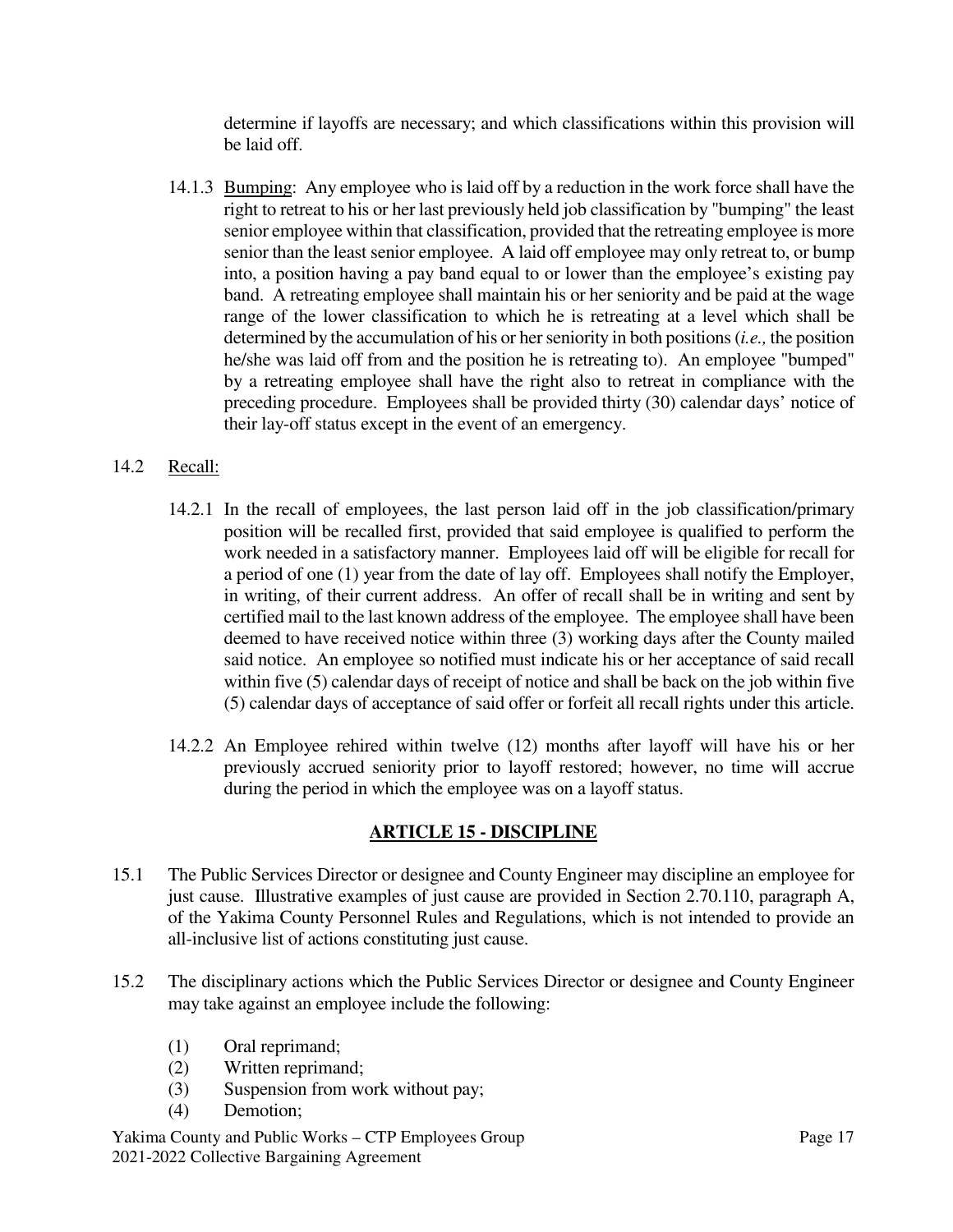determine if layoffs are necessary; and which classifications within this provision will be laid off.

14.1.3 Bumping: Any employee who is laid off by a reduction in the work force shall have the right to retreat to his or her last previously held job classification by "bumping" the least senior employee within that classification, provided that the retreating employee is more senior than the least senior employee. A laid off employee may only retreat to, or bump into, a position having a pay band equal to or lower than the employee's existing pay band. A retreating employee shall maintain his or her seniority and be paid at the wage range of the lower classification to which he is retreating at a level which shall be determined by the accumulation of his or her seniority in both positions (*i.e.,* the position he/she was laid off from and the position he is retreating to). An employee "bumped" by a retreating employee shall have the right also to retreat in compliance with the preceding procedure. Employees shall be provided thirty (30) calendar days' notice of their lay-off status except in the event of an emergency.

14.2 Recall:

14.2.1 In the recall of employees, the last person laid off in the job classification/primary position will be recalled first, provided that said employee is qualified to perform the work needed in a satisfactory manner. Employees laid off will be eligible for recall for a period of one (1) year from the date of lay off. Employees shall notify the Employer, in writing, of their current address. An offer of recall shall be in writing and sent by certified mail to the last known address of the employee. The employee shall have been deemed to have received notice within three (3) working days after the County mailed said notice. An employee so notified must indicate his or her acceptance of said recall within five (5) calendar days of receipt of notice and shall be back on the job within five (5) calendar days of acceptance of said offer or forfeit all recall rights under this article.

14.2.2 An Employee rehired within twelve (12) months after layoff will have his or her previously accrued seniority prior to layoff restored; however, no time will accrue during the period in which the employee was on a layoff status.

## ARTICLE 15 - DISCIPLINE

15.1 The Public Services Director or designee and County Engineer may discipline an employee for just cause. Illustrative examples of just cause are provided in Section 2.70.110, paragraph A, of the Yakima County Personnel Rules and Regulations, which is not intended to provide an all-inclusive list of actions constituting just cause.

15.2 The disciplinary actions which the Public Services Director or designee and County Engineer may take against an employee include the following:

(1) Oral reprimand;
(2) Written reprimand;
(3) Suspension from work without pay;
(4) Demotion;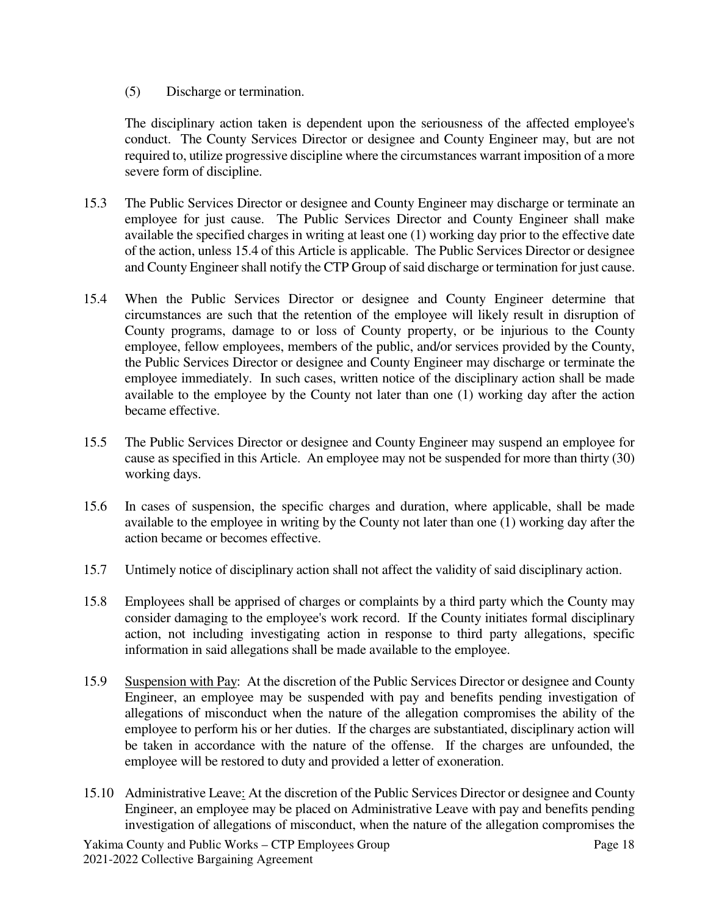(5) Discharge or termination.

The disciplinary action taken is dependent upon the seriousness of the affected employee's conduct. The County Services Director or designee and County Engineer may, but are not required to, utilize progressive discipline where the circumstances warrant imposition of a more severe form of discipline.

15.3 The Public Services Director or designee and County Engineer may discharge or terminate an employee for just cause. The Public Services Director and County Engineer shall make available the specified charges in writing at least one (1) working day prior to the effective date of the action, unless 15.4 of this Article is applicable. The Public Services Director or designee and County Engineer shall notify the CTP Group of said discharge or termination for just cause.

15.4 When the Public Services Director or designee and County Engineer determine that circumstances are such that the retention of the employee will likely result in disruption of County programs, damage to or loss of County property, or be injurious to the County employee, fellow employees, members of the public, and/or services provided by the County, the Public Services Director or designee and County Engineer may discharge or terminate the employee immediately. In such cases, written notice of the disciplinary action shall be made available to the employee by the County not later than one (1) working day after the action became effective.

15.5 The Public Services Director or designee and County Engineer may suspend an employee for cause as specified in this Article. An employee may not be suspended for more than thirty (30) working days.

15.6 In cases of suspension, the specific charges and duration, where applicable, shall be made available to the employee in writing by the County not later than one (1) working day after the action became or becomes effective.

15.7 Untimely notice of disciplinary action shall not affect the validity of said disciplinary action.

15.8 Employees shall be apprised of charges or complaints by a third party which the County may consider damaging to the employee's work record. If the County initiates formal disciplinary action, not including investigating action in response to third party allegations, specific information in said allegations shall be made available to the employee.

15.9 Suspension with Pay: At the discretion of the Public Services Director or designee and County Engineer, an employee may be suspended with pay and benefits pending investigation of allegations of misconduct when the nature of the allegation compromises the ability of the employee to perform his or her duties. If the charges are substantiated, disciplinary action will be taken in accordance with the nature of the offense. If the charges are unfounded, the employee will be restored to duty and provided a letter of exoneration.

15.10 Administrative Leave: At the discretion of the Public Services Director or designee and County Engineer, an employee may be placed on Administrative Leave with pay and benefits pending investigation of allegations of misconduct, when the nature of the allegation compromises the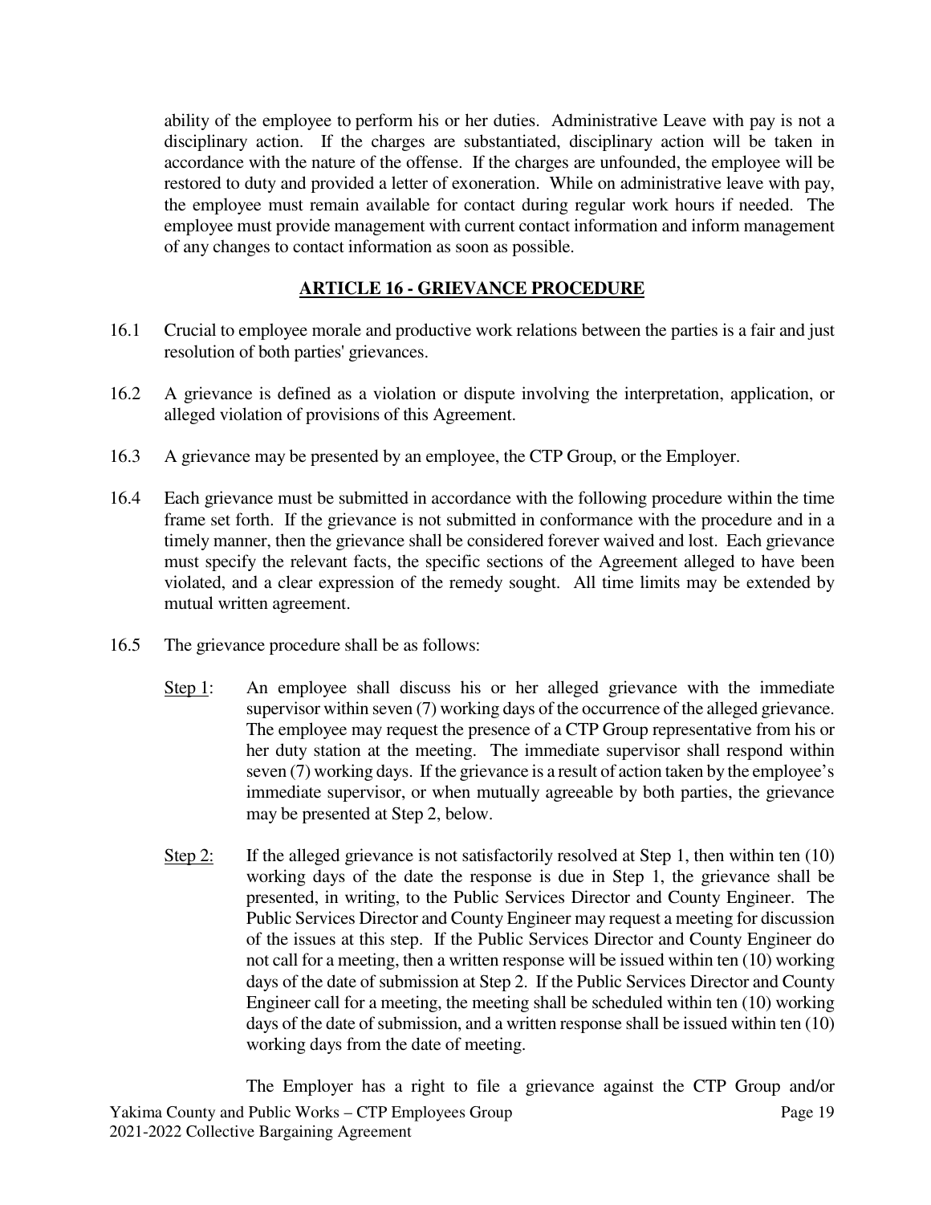ability of the employee to perform his or her duties. Administrative Leave with pay is not a disciplinary action. If the charges are substantiated, disciplinary action will be taken in accordance with the nature of the offense. If the charges are unfounded, the employee will be restored to duty and provided a letter of exoneration. While on administrative leave with pay, the employee must remain available for contact during regular work hours if needed. The employee must provide management with current contact information and inform management of any changes to contact information as soon as possible.

## ARTICLE 16 - GRIEVANCE PROCEDURE

16.1 Crucial to employee morale and productive work relations between the parties is a fair and just resolution of both parties' grievances.

16.2 A grievance is defined as a violation or dispute involving the interpretation, application, or alleged violation of provisions of this Agreement.

16.3 A grievance may be presented by an employee, the CTP Group, or the Employer.

16.4 Each grievance must be submitted in accordance with the following procedure within the time frame set forth. If the grievance is not submitted in conformance with the procedure and in a timely manner, then the grievance shall be considered forever waived and lost. Each grievance must specify the relevant facts, the specific sections of the Agreement alleged to have been violated, and a clear expression of the remedy sought. All time limits may be extended by mutual written agreement.

16.5 The grievance procedure shall be as follows:

Step 1: An employee shall discuss his or her alleged grievance with the immediate supervisor within seven (7) working days of the occurrence of the alleged grievance. The employee may request the presence of a CTP Group representative from his or her duty station at the meeting. The immediate supervisor shall respond within seven (7) working days. If the grievance is a result of action taken by the employee's immediate supervisor, or when mutually agreeable by both parties, the grievance may be presented at Step 2, below.

Step 2: If the alleged grievance is not satisfactorily resolved at Step 1, then within ten (10) working days of the date the response is due in Step 1, the grievance shall be presented, in writing, to the Public Services Director and County Engineer. The Public Services Director and County Engineer may request a meeting for discussion of the issues at this step. If the Public Services Director and County Engineer do not call for a meeting, then a written response will be issued within ten (10) working days of the date of submission at Step 2. If the Public Services Director and County Engineer call for a meeting, the meeting shall be scheduled within ten (10) working days of the date of submission, and a written response shall be issued within ten (10) working days from the date of meeting.

The Employer has a right to file a grievance against the CTP Group and/or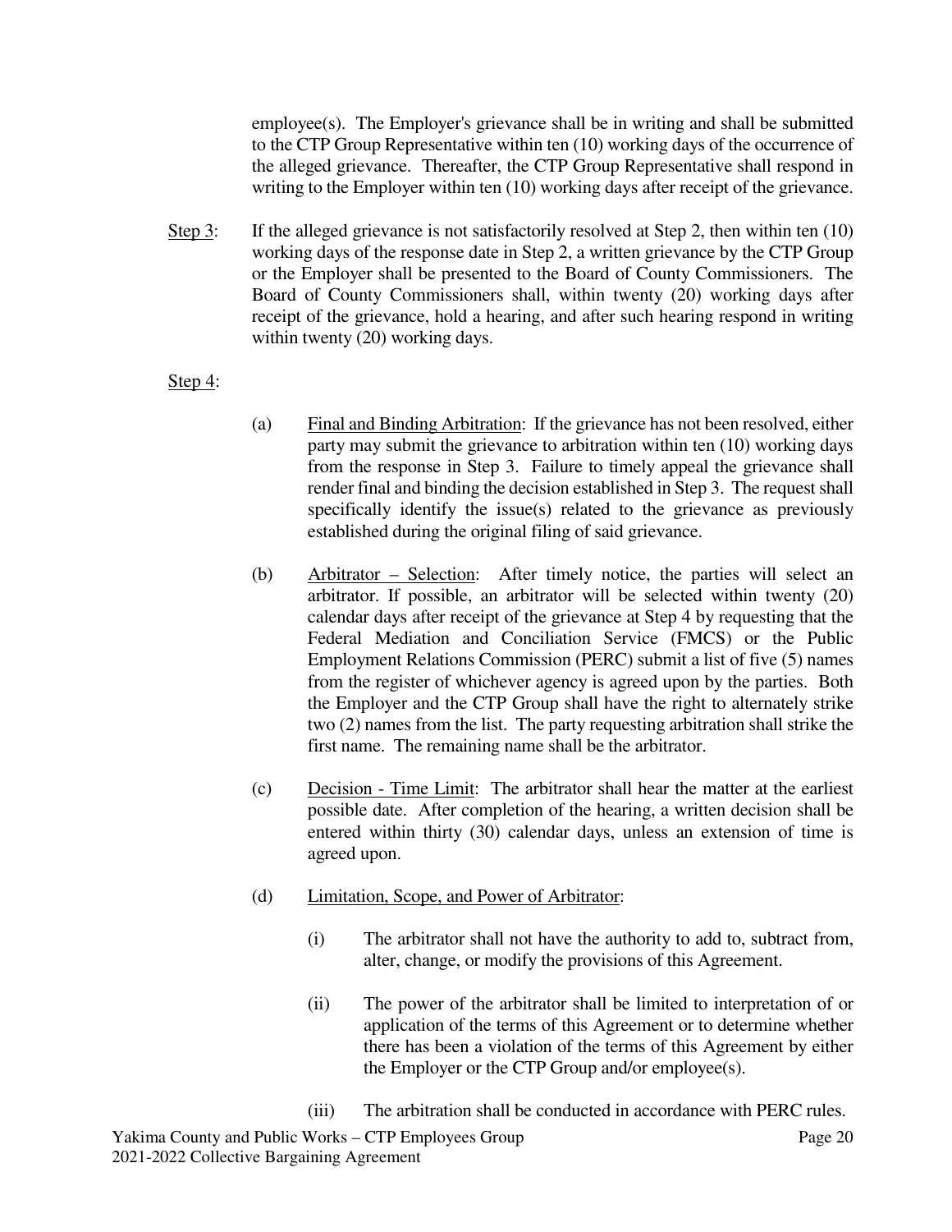employee(s). The Employer's grievance shall be in writing and shall be submitted to the CTP Group Representative within ten (10) working days of the occurrence of the alleged grievance. Thereafter, the CTP Group Representative shall respond in writing to the Employer within ten (10) working days after receipt of the grievance.

Step 3: If the alleged grievance is not satisfactorily resolved at Step 2, then within ten (10) working days of the response date in Step 2, a written grievance by the CTP Group or the Employer shall be presented to the Board of County Commissioners. The Board of County Commissioners shall, within twenty (20) working days after receipt of the grievance, hold a hearing, and after such hearing respond in writing within twenty (20) working days.

Step 4:

(a) Final and Binding Arbitration: If the grievance has not been resolved, either party may submit the grievance to arbitration within ten (10) working days from the response in Step 3. Failure to timely appeal the grievance shall render final and binding the decision established in Step 3. The request shall specifically identify the issue(s) related to the grievance as previously established during the original filing of said grievance.

(b) Arbitrator – Selection: After timely notice, the parties will select an arbitrator. If possible, an arbitrator will be selected within twenty (20) calendar days after receipt of the grievance at Step 4 by requesting that the Federal Mediation and Conciliation Service (FMCS) or the Public Employment Relations Commission (PERC) submit a list of five (5) names from the register of whichever agency is agreed upon by the parties. Both the Employer and the CTP Group shall have the right to alternately strike two (2) names from the list. The party requesting arbitration shall strike the first name. The remaining name shall be the arbitrator.

(c) Decision - Time Limit: The arbitrator shall hear the matter at the earliest possible date. After completion of the hearing, a written decision shall be entered within thirty (30) calendar days, unless an extension of time is agreed upon.

(d) Limitation, Scope, and Power of Arbitrator:

(i) The arbitrator shall not have the authority to add to, subtract from, alter, change, or modify the provisions of this Agreement.

(ii) The power of the arbitrator shall be limited to interpretation of or application of the terms of this Agreement or to determine whether there has been a violation of the terms of this Agreement by either the Employer or the CTP Group and/or employee(s).

(iii) The arbitration shall be conducted in accordance with PERC rules.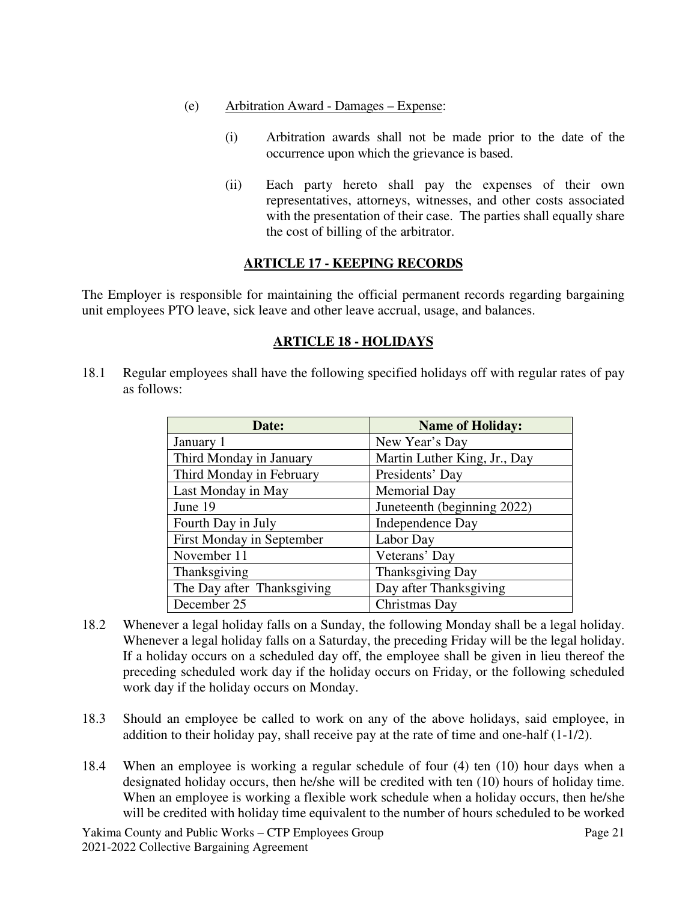(e) Arbitration Award - Damages – Expense:

(i) Arbitration awards shall not be made prior to the date of the occurrence upon which the grievance is based.

(ii) Each party hereto shall pay the expenses of their own representatives, attorneys, witnesses, and other costs associated with the presentation of their case. The parties shall equally share the cost of billing of the arbitrator.

## ARTICLE 17 - KEEPING RECORDS

The Employer is responsible for maintaining the official permanent records regarding bargaining unit employees PTO leave, sick leave and other leave accrual, usage, and balances.

## ARTICLE 18 - HOLIDAYS

18.1 Regular employees shall have the following specified holidays off with regular rates of pay as follows:

| Date: | Name of Holiday: |
|---|---|
| January 1 | New Year's Day |
| Third Monday in January | Martin Luther King, Jr., Day |
| Third Monday in February | Presidents' Day |
| Last Monday in May | Memorial Day |
| June 19 | Juneteenth (beginning 2022) |
| Fourth Day in July | Independence Day |
| First Monday in September | Labor Day |
| November 11 | Veterans' Day |
| Thanksgiving | Thanksgiving Day |
| The Day after Thanksgiving | Day after Thanksgiving |
| December 25 | Christmas Day |

18.2 Whenever a legal holiday falls on a Sunday, the following Monday shall be a legal holiday. Whenever a legal holiday falls on a Saturday, the preceding Friday will be the legal holiday. If a holiday occurs on a scheduled day off, the employee shall be given in lieu thereof the preceding scheduled work day if the holiday occurs on Friday, or the following scheduled work day if the holiday occurs on Monday.

18.3 Should an employee be called to work on any of the above holidays, said employee, in addition to their holiday pay, shall receive pay at the rate of time and one-half (1-1/2).

18.4 When an employee is working a regular schedule of four (4) ten (10) hour days when a designated holiday occurs, then he/she will be credited with ten (10) hours of holiday time. When an employee is working a flexible work schedule when a holiday occurs, then he/she will be credited with holiday time equivalent to the number of hours scheduled to be worked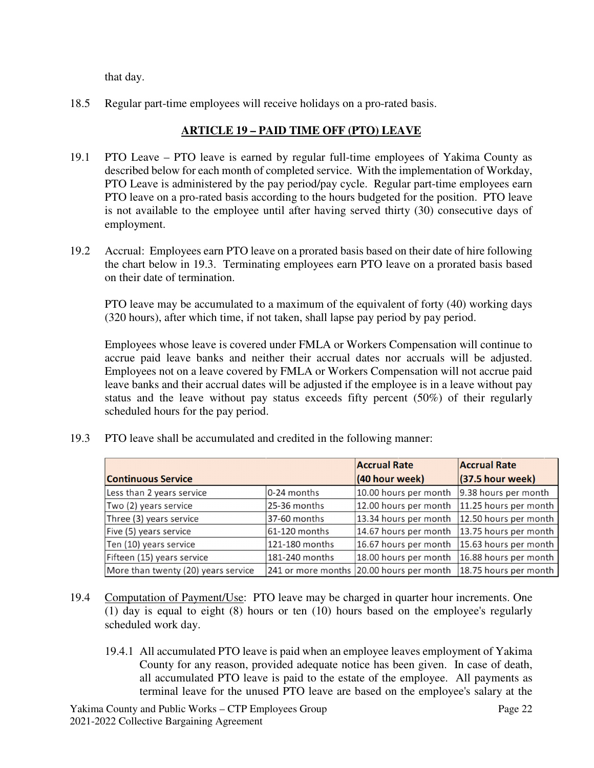that day.

18.5 Regular part-time employees will receive holidays on a pro-rated basis.

## ARTICLE 19 – PAID TIME OFF (PTO) LEAVE

19.1 PTO Leave – PTO leave is earned by regular full-time employees of Yakima County as described below for each month of completed service. With the implementation of Workday, PTO Leave is administered by the pay period/pay cycle. Regular part-time employees earn PTO leave on a pro-rated basis according to the hours budgeted for the position. PTO leave is not available to the employee until after having served thirty (30) consecutive days of employment.

19.2 Accrual: Employees earn PTO leave on a prorated basis based on their date of hire following the chart below in 19.3. Terminating employees earn PTO leave on a prorated basis based on their date of termination.

PTO leave may be accumulated to a maximum of the equivalent of forty (40) working days (320 hours), after which time, if not taken, shall lapse pay period by pay period.

Employees whose leave is covered under FMLA or Workers Compensation will continue to accrue paid leave banks and neither their accrual dates nor accruals will be adjusted. Employees not on a leave covered by FMLA or Workers Compensation will not accrue paid leave banks and their accrual dates will be adjusted if the employee is in a leave without pay status and the leave without pay status exceeds fifty percent (50%) of their regularly scheduled hours for the pay period.

19.3 PTO leave shall be accumulated and credited in the following manner:

| Continuous Service | | Accrual Rate (40 hour week) | Accrual Rate (37.5 hour week) |
|---|---|---|---|
| Less than 2 years service | 0-24 months | 10.00 hours per month | 9.38 hours per month |
| Two (2) years service | 25-36 months | 12.00 hours per month | 11.25 hours per month |
| Three (3) years service | 37-60 months | 13.34 hours per month | 12.50 hours per month |
| Five (5) years service | 61-120 months | 14.67 hours per month | 13.75 hours per month |
| Ten (10) years service | 121-180 months | 16.67 hours per month | 15.63 hours per month |
| Fifteen (15) years service | 181-240 months | 18.00 hours per month | 16.88 hours per month |
| More than twenty (20) years service | 241 or more months | 20.00 hours per month | 18.75 hours per month |

19.4 Computation of Payment/Use: PTO leave may be charged in quarter hour increments. One (1) day is equal to eight (8) hours or ten (10) hours based on the employee's regularly scheduled work day.

19.4.1 All accumulated PTO leave is paid when an employee leaves employment of Yakima County for any reason, provided adequate notice has been given. In case of death, all accumulated PTO leave is paid to the estate of the employee. All payments as terminal leave for the unused PTO leave are based on the employee's salary at the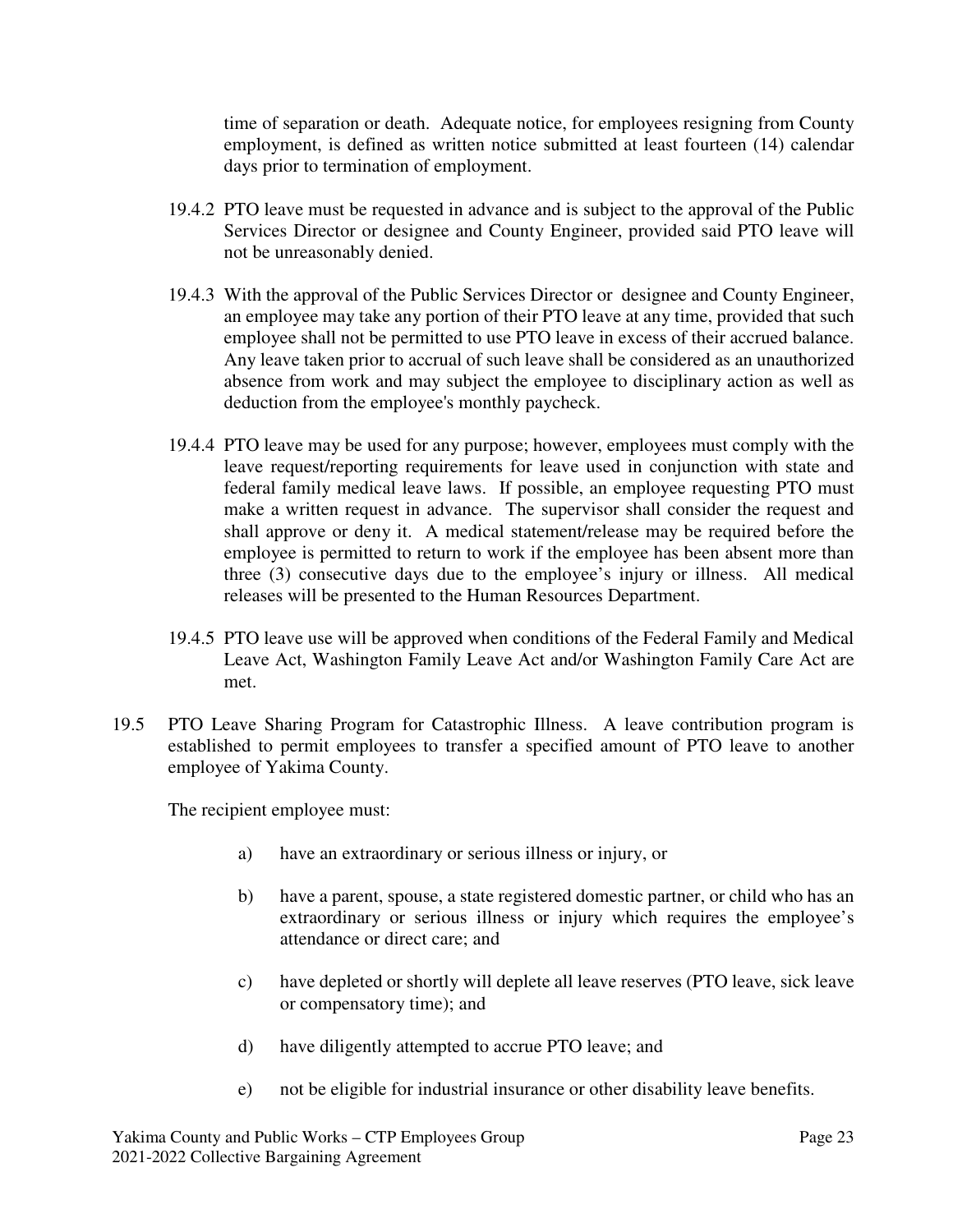time of separation or death. Adequate notice, for employees resigning from County employment, is defined as written notice submitted at least fourteen (14) calendar days prior to termination of employment.

19.4.2 PTO leave must be requested in advance and is subject to the approval of the Public Services Director or designee and County Engineer, provided said PTO leave will not be unreasonably denied.

19.4.3 With the approval of the Public Services Director or designee and County Engineer, an employee may take any portion of their PTO leave at any time, provided that such employee shall not be permitted to use PTO leave in excess of their accrued balance. Any leave taken prior to accrual of such leave shall be considered as an unauthorized absence from work and may subject the employee to disciplinary action as well as deduction from the employee's monthly paycheck.

19.4.4 PTO leave may be used for any purpose; however, employees must comply with the leave request/reporting requirements for leave used in conjunction with state and federal family medical leave laws. If possible, an employee requesting PTO must make a written request in advance. The supervisor shall consider the request and shall approve or deny it. A medical statement/release may be required before the employee is permitted to return to work if the employee has been absent more than three (3) consecutive days due to the employee's injury or illness. All medical releases will be presented to the Human Resources Department.

19.4.5 PTO leave use will be approved when conditions of the Federal Family and Medical Leave Act, Washington Family Leave Act and/or Washington Family Care Act are met.

19.5 PTO Leave Sharing Program for Catastrophic Illness. A leave contribution program is established to permit employees to transfer a specified amount of PTO leave to another employee of Yakima County.

The recipient employee must:

a) have an extraordinary or serious illness or injury, or

b) have a parent, spouse, a state registered domestic partner, or child who has an extraordinary or serious illness or injury which requires the employee's attendance or direct care; and

c) have depleted or shortly will deplete all leave reserves (PTO leave, sick leave or compensatory time); and

d) have diligently attempted to accrue PTO leave; and

e) not be eligible for industrial insurance or other disability leave benefits.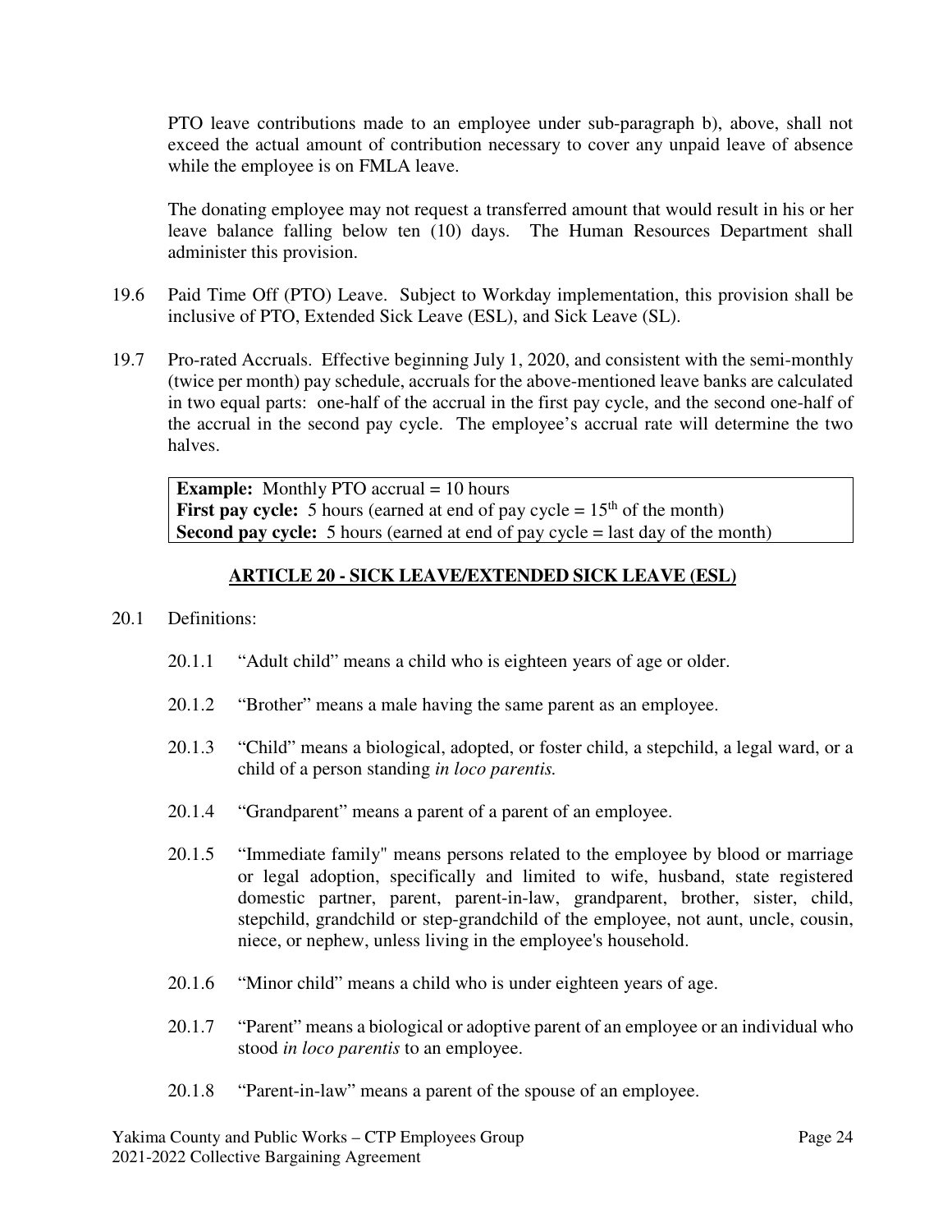PTO leave contributions made to an employee under sub-paragraph b), above, shall not exceed the actual amount of contribution necessary to cover any unpaid leave of absence while the employee is on FMLA leave.

The donating employee may not request a transferred amount that would result in his or her leave balance falling below ten (10) days. The Human Resources Department shall administer this provision.

19.6 Paid Time Off (PTO) Leave. Subject to Workday implementation, this provision shall be inclusive of PTO, Extended Sick Leave (ESL), and Sick Leave (SL).

19.7 Pro-rated Accruals. Effective beginning July 1, 2020, and consistent with the semi-monthly (twice per month) pay schedule, accruals for the above-mentioned leave banks are calculated in two equal parts: one-half of the accrual in the first pay cycle, and the second one-half of the accrual in the second pay cycle. The employee's accrual rate will determine the two halves.

> **Example:** Monthly PTO accrual = 10 hours
> **First pay cycle:** 5 hours (earned at end of pay cycle = 15th of the month)
> **Second pay cycle:** 5 hours (earned at end of pay cycle = last day of the month)

## ARTICLE 20 - SICK LEAVE/EXTENDED SICK LEAVE (ESL)

20.1 Definitions:

20.1.1 "Adult child" means a child who is eighteen years of age or older.

20.1.2 "Brother" means a male having the same parent as an employee.

20.1.3 "Child" means a biological, adopted, or foster child, a stepchild, a legal ward, or a child of a person standing *in loco parentis.*

20.1.4 "Grandparent" means a parent of a parent of an employee.

20.1.5 "Immediate family" means persons related to the employee by blood or marriage or legal adoption, specifically and limited to wife, husband, state registered domestic partner, parent, parent-in-law, grandparent, brother, sister, child, stepchild, grandchild or step-grandchild of the employee, not aunt, uncle, cousin, niece, or nephew, unless living in the employee's household.

20.1.6 "Minor child" means a child who is under eighteen years of age.

20.1.7 "Parent" means a biological or adoptive parent of an employee or an individual who stood *in loco parentis* to an employee.

20.1.8 "Parent-in-law" means a parent of the spouse of an employee.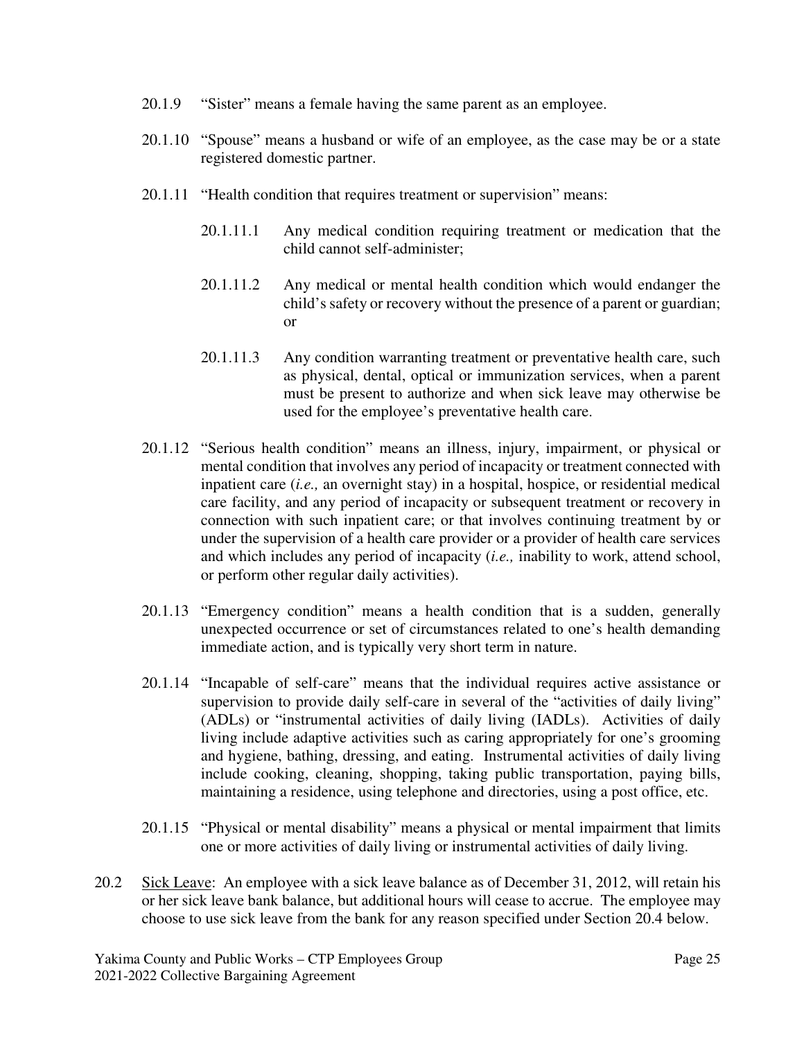20.1.9 "Sister" means a female having the same parent as an employee.

20.1.10 "Spouse" means a husband or wife of an employee, as the case may be or a state registered domestic partner.

20.1.11 "Health condition that requires treatment or supervision" means:

20.1.11.1 Any medical condition requiring treatment or medication that the child cannot self-administer;

20.1.11.2 Any medical or mental health condition which would endanger the child's safety or recovery without the presence of a parent or guardian; or

20.1.11.3 Any condition warranting treatment or preventative health care, such as physical, dental, optical or immunization services, when a parent must be present to authorize and when sick leave may otherwise be used for the employee's preventative health care.

20.1.12 "Serious health condition" means an illness, injury, impairment, or physical or mental condition that involves any period of incapacity or treatment connected with inpatient care (*i.e.,* an overnight stay) in a hospital, hospice, or residential medical care facility, and any period of incapacity or subsequent treatment or recovery in connection with such inpatient care; or that involves continuing treatment by or under the supervision of a health care provider or a provider of health care services and which includes any period of incapacity (*i.e.,* inability to work, attend school, or perform other regular daily activities).

20.1.13 "Emergency condition" means a health condition that is a sudden, generally unexpected occurrence or set of circumstances related to one's health demanding immediate action, and is typically very short term in nature.

20.1.14 "Incapable of self-care" means that the individual requires active assistance or supervision to provide daily self-care in several of the "activities of daily living" (ADLs) or "instrumental activities of daily living (IADLs). Activities of daily living include adaptive activities such as caring appropriately for one's grooming and hygiene, bathing, dressing, and eating. Instrumental activities of daily living include cooking, cleaning, shopping, taking public transportation, paying bills, maintaining a residence, using telephone and directories, using a post office, etc.

20.1.15 "Physical or mental disability" means a physical or mental impairment that limits one or more activities of daily living or instrumental activities of daily living.

20.2 Sick Leave: An employee with a sick leave balance as of December 31, 2012, will retain his or her sick leave bank balance, but additional hours will cease to accrue. The employee may choose to use sick leave from the bank for any reason specified under Section 20.4 below.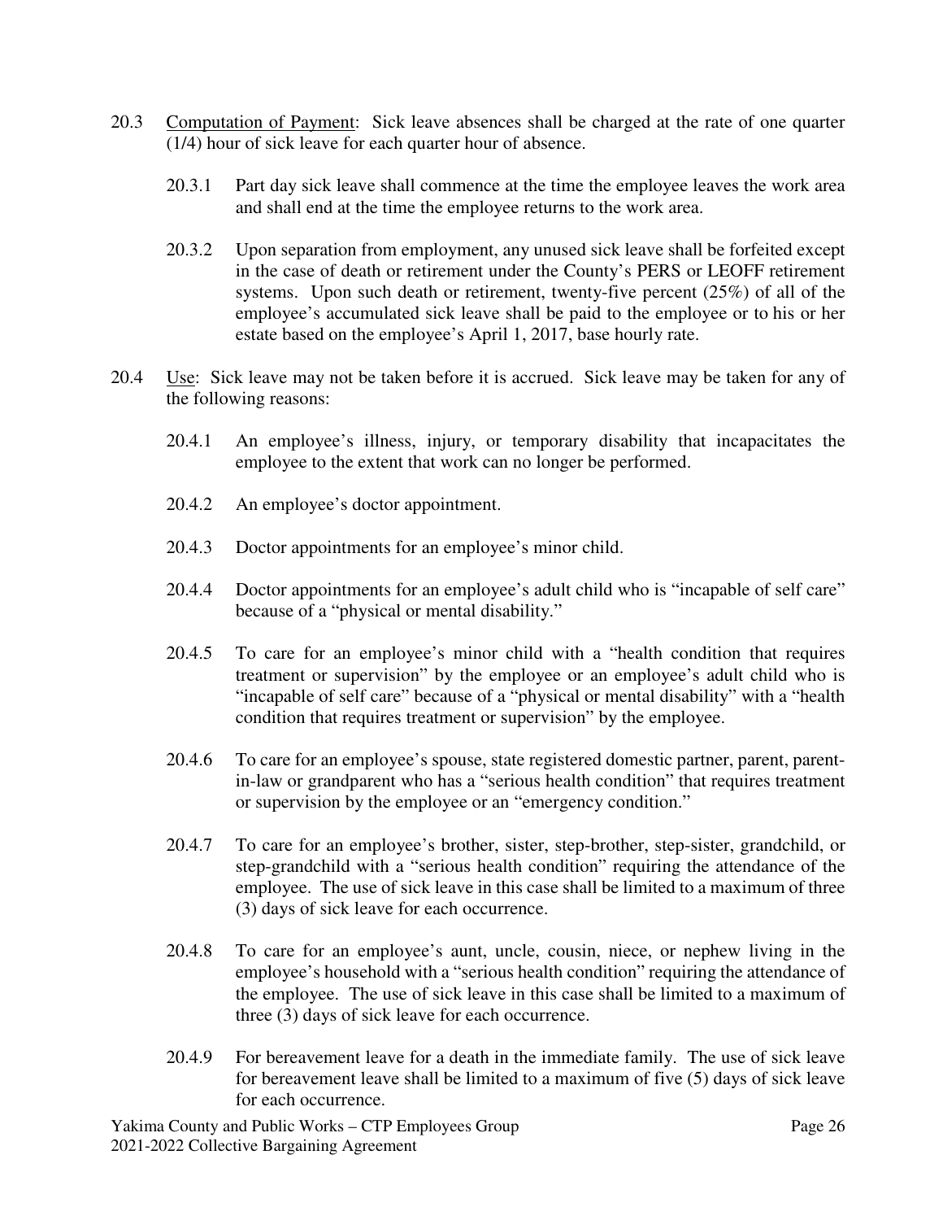20.3 Computation of Payment: Sick leave absences shall be charged at the rate of one quarter (1/4) hour of sick leave for each quarter hour of absence.

20.3.1 Part day sick leave shall commence at the time the employee leaves the work area and shall end at the time the employee returns to the work area.

20.3.2 Upon separation from employment, any unused sick leave shall be forfeited except in the case of death or retirement under the County's PERS or LEOFF retirement systems. Upon such death or retirement, twenty-five percent (25%) of all of the employee's accumulated sick leave shall be paid to the employee or to his or her estate based on the employee's April 1, 2017, base hourly rate.

20.4 Use: Sick leave may not be taken before it is accrued. Sick leave may be taken for any of the following reasons:

20.4.1 An employee's illness, injury, or temporary disability that incapacitates the employee to the extent that work can no longer be performed.

20.4.2 An employee's doctor appointment.

20.4.3 Doctor appointments for an employee's minor child.

20.4.4 Doctor appointments for an employee's adult child who is "incapable of self care" because of a "physical or mental disability."

20.4.5 To care for an employee's minor child with a "health condition that requires treatment or supervision" by the employee or an employee's adult child who is "incapable of self care" because of a "physical or mental disability" with a "health condition that requires treatment or supervision" by the employee.

20.4.6 To care for an employee's spouse, state registered domestic partner, parent, parent-in-law or grandparent who has a "serious health condition" that requires treatment or supervision by the employee or an "emergency condition."

20.4.7 To care for an employee's brother, sister, step-brother, step-sister, grandchild, or step-grandchild with a "serious health condition" requiring the attendance of the employee. The use of sick leave in this case shall be limited to a maximum of three (3) days of sick leave for each occurrence.

20.4.8 To care for an employee's aunt, uncle, cousin, niece, or nephew living in the employee's household with a "serious health condition" requiring the attendance of the employee. The use of sick leave in this case shall be limited to a maximum of three (3) days of sick leave for each occurrence.

20.4.9 For bereavement leave for a death in the immediate family. The use of sick leave for bereavement leave shall be limited to a maximum of five (5) days of sick leave for each occurrence.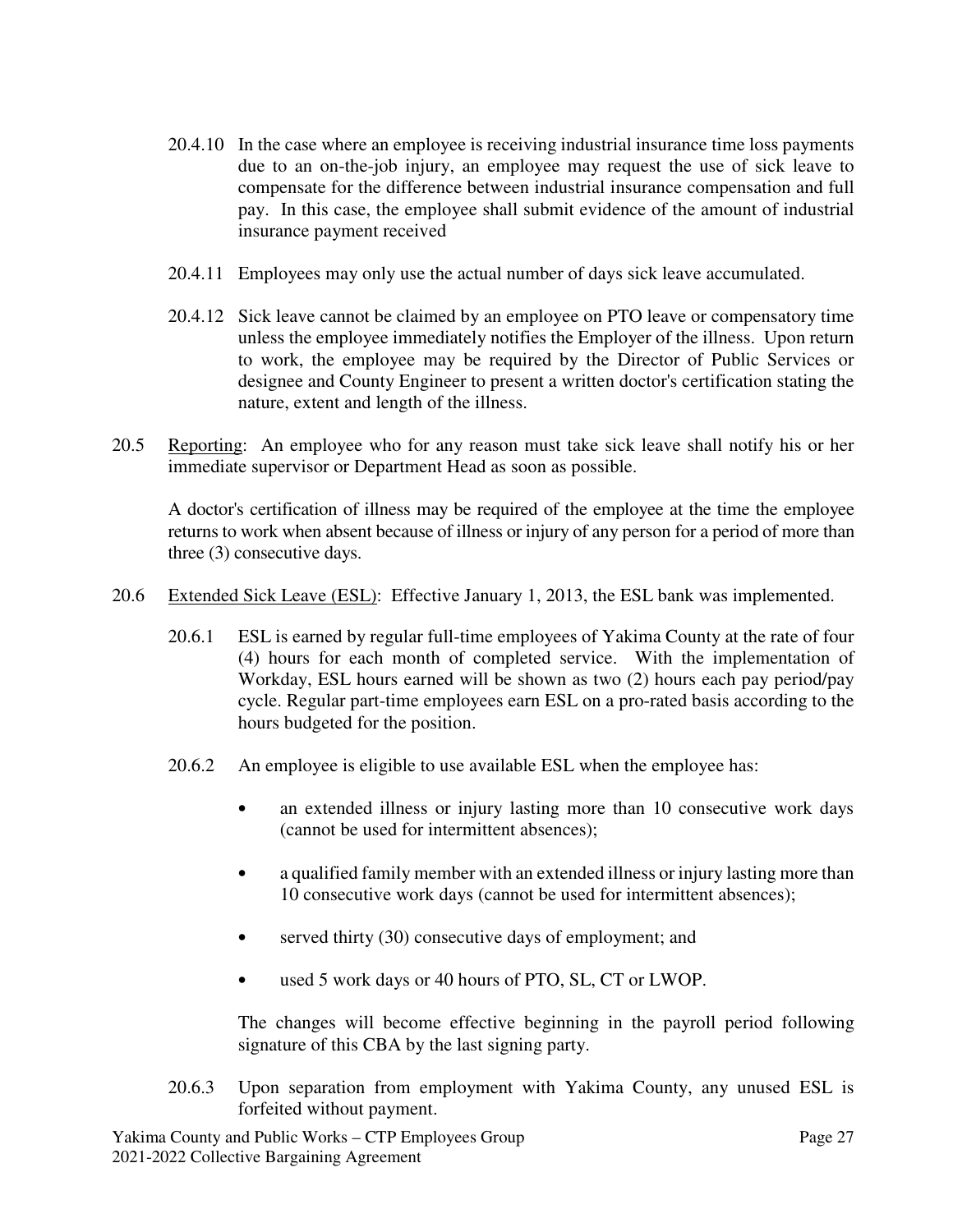20.4.10 In the case where an employee is receiving industrial insurance time loss payments due to an on-the-job injury, an employee may request the use of sick leave to compensate for the difference between industrial insurance compensation and full pay. In this case, the employee shall submit evidence of the amount of industrial insurance payment received

20.4.11 Employees may only use the actual number of days sick leave accumulated.

20.4.12 Sick leave cannot be claimed by an employee on PTO leave or compensatory time unless the employee immediately notifies the Employer of the illness. Upon return to work, the employee may be required by the Director of Public Services or designee and County Engineer to present a written doctor's certification stating the nature, extent and length of the illness.

20.5 Reporting: An employee who for any reason must take sick leave shall notify his or her immediate supervisor or Department Head as soon as possible.

A doctor's certification of illness may be required of the employee at the time the employee returns to work when absent because of illness or injury of any person for a period of more than three (3) consecutive days.

20.6 Extended Sick Leave (ESL): Effective January 1, 2013, the ESL bank was implemented.

20.6.1 ESL is earned by regular full-time employees of Yakima County at the rate of four (4) hours for each month of completed service. With the implementation of Workday, ESL hours earned will be shown as two (2) hours each pay period/pay cycle. Regular part-time employees earn ESL on a pro-rated basis according to the hours budgeted for the position.

20.6.2 An employee is eligible to use available ESL when the employee has:

- an extended illness or injury lasting more than 10 consecutive work days (cannot be used for intermittent absences);
- a qualified family member with an extended illness or injury lasting more than 10 consecutive work days (cannot be used for intermittent absences);
- served thirty (30) consecutive days of employment; and
- used 5 work days or 40 hours of PTO, SL, CT or LWOP.

The changes will become effective beginning in the payroll period following signature of this CBA by the last signing party.

20.6.3 Upon separation from employment with Yakima County, any unused ESL is forfeited without payment.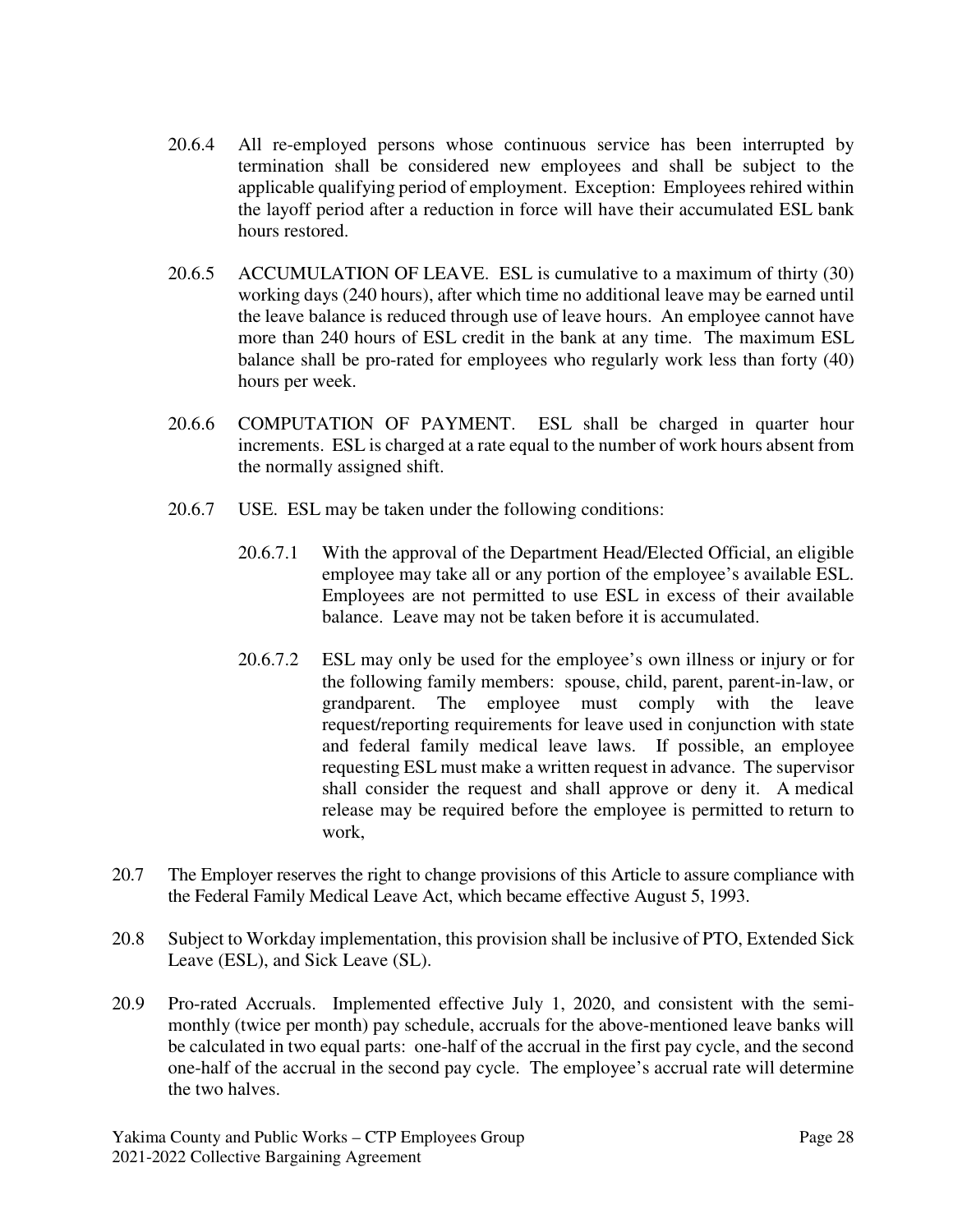20.6.4 All re-employed persons whose continuous service has been interrupted by termination shall be considered new employees and shall be subject to the applicable qualifying period of employment. Exception: Employees rehired within the layoff period after a reduction in force will have their accumulated ESL bank hours restored.

20.6.5 ACCUMULATION OF LEAVE. ESL is cumulative to a maximum of thirty (30) working days (240 hours), after which time no additional leave may be earned until the leave balance is reduced through use of leave hours. An employee cannot have more than 240 hours of ESL credit in the bank at any time. The maximum ESL balance shall be pro-rated for employees who regularly work less than forty (40) hours per week.

20.6.6 COMPUTATION OF PAYMENT. ESL shall be charged in quarter hour increments. ESL is charged at a rate equal to the number of work hours absent from the normally assigned shift.

20.6.7 USE. ESL may be taken under the following conditions:

20.6.7.1 With the approval of the Department Head/Elected Official, an eligible employee may take all or any portion of the employee's available ESL. Employees are not permitted to use ESL in excess of their available balance. Leave may not be taken before it is accumulated.

20.6.7.2 ESL may only be used for the employee's own illness or injury or for the following family members: spouse, child, parent, parent-in-law, or grandparent. The employee must comply with the leave request/reporting requirements for leave used in conjunction with state and federal family medical leave laws. If possible, an employee requesting ESL must make a written request in advance. The supervisor shall consider the request and shall approve or deny it. A medical release may be required before the employee is permitted to return to work,

20.7 The Employer reserves the right to change provisions of this Article to assure compliance with the Federal Family Medical Leave Act, which became effective August 5, 1993.

20.8 Subject to Workday implementation, this provision shall be inclusive of PTO, Extended Sick Leave (ESL), and Sick Leave (SL).

20.9 Pro-rated Accruals. Implemented effective July 1, 2020, and consistent with the semi-monthly (twice per month) pay schedule, accruals for the above-mentioned leave banks will be calculated in two equal parts: one-half of the accrual in the first pay cycle, and the second one-half of the accrual in the second pay cycle. The employee's accrual rate will determine the two halves.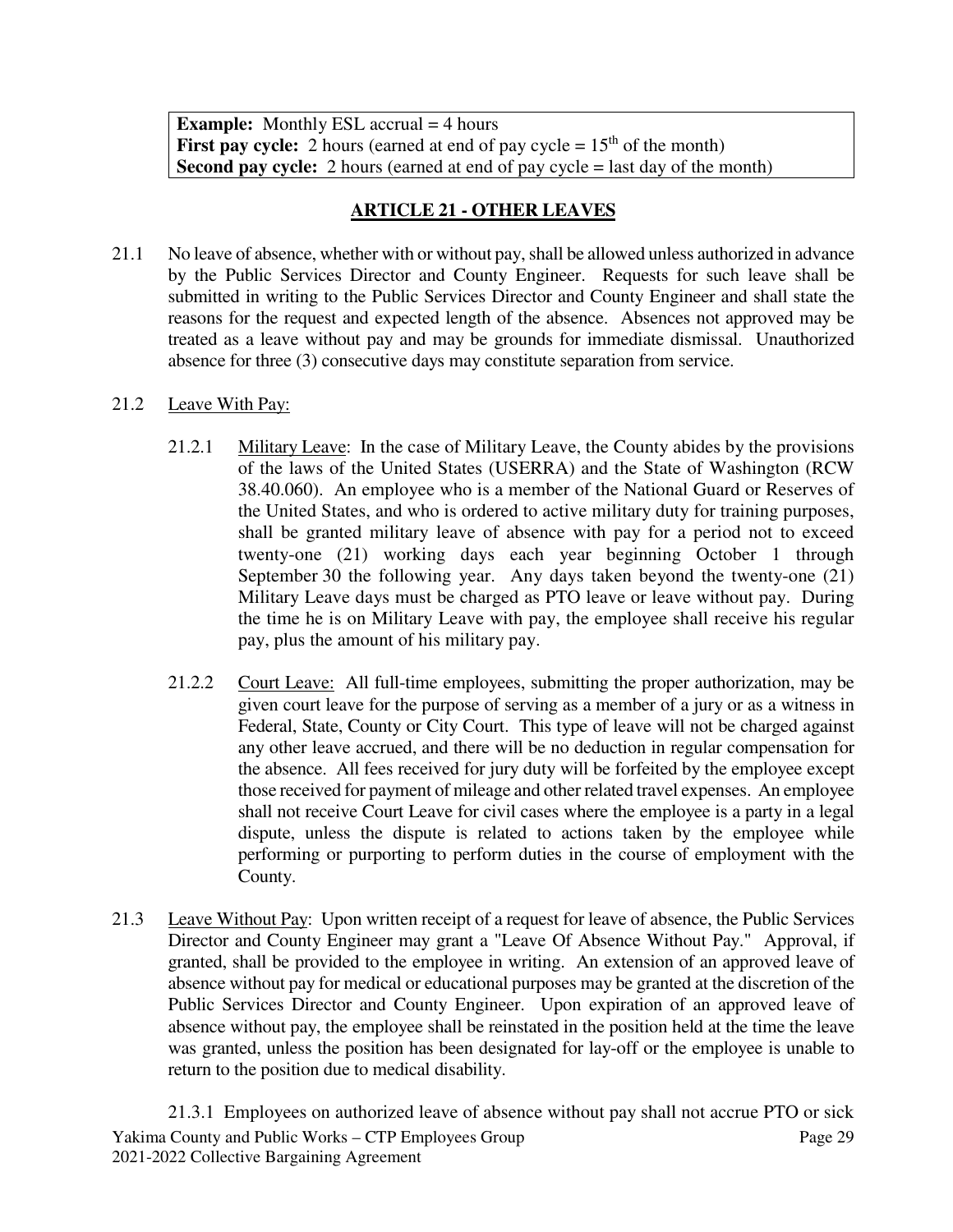**Example:** Monthly ESL accrual = 4 hours
**First pay cycle:** 2 hours (earned at end of pay cycle = $15^{th}$ of the month)
**Second pay cycle:** 2 hours (earned at end of pay cycle = last day of the month)

## ARTICLE 21 - OTHER LEAVES

21.1 No leave of absence, whether with or without pay, shall be allowed unless authorized in advance by the Public Services Director and County Engineer. Requests for such leave shall be submitted in writing to the Public Services Director and County Engineer and shall state the reasons for the request and expected length of the absence. Absences not approved may be treated as a leave without pay and may be grounds for immediate dismissal. Unauthorized absence for three (3) consecutive days may constitute separation from service.

21.2 Leave With Pay:

21.2.1 Military Leave: In the case of Military Leave, the County abides by the provisions of the laws of the United States (USERRA) and the State of Washington (RCW 38.40.060). An employee who is a member of the National Guard or Reserves of the United States, and who is ordered to active military duty for training purposes, shall be granted military leave of absence with pay for a period not to exceed twenty-one (21) working days each year beginning October 1 through September 30 the following year. Any days taken beyond the twenty-one (21) Military Leave days must be charged as PTO leave or leave without pay. During the time he is on Military Leave with pay, the employee shall receive his regular pay, plus the amount of his military pay.

21.2.2 Court Leave: All full-time employees, submitting the proper authorization, may be given court leave for the purpose of serving as a member of a jury or as a witness in Federal, State, County or City Court. This type of leave will not be charged against any other leave accrued, and there will be no deduction in regular compensation for the absence. All fees received for jury duty will be forfeited by the employee except those received for payment of mileage and other related travel expenses. An employee shall not receive Court Leave for civil cases where the employee is a party in a legal dispute, unless the dispute is related to actions taken by the employee while performing or purporting to perform duties in the course of employment with the County.

21.3 Leave Without Pay: Upon written receipt of a request for leave of absence, the Public Services Director and County Engineer may grant a "Leave Of Absence Without Pay." Approval, if granted, shall be provided to the employee in writing. An extension of an approved leave of absence without pay for medical or educational purposes may be granted at the discretion of the Public Services Director and County Engineer. Upon expiration of an approved leave of absence without pay, the employee shall be reinstated in the position held at the time the leave was granted, unless the position has been designated for lay-off or the employee is unable to return to the position due to medical disability.

21.3.1 Employees on authorized leave of absence without pay shall not accrue PTO or sick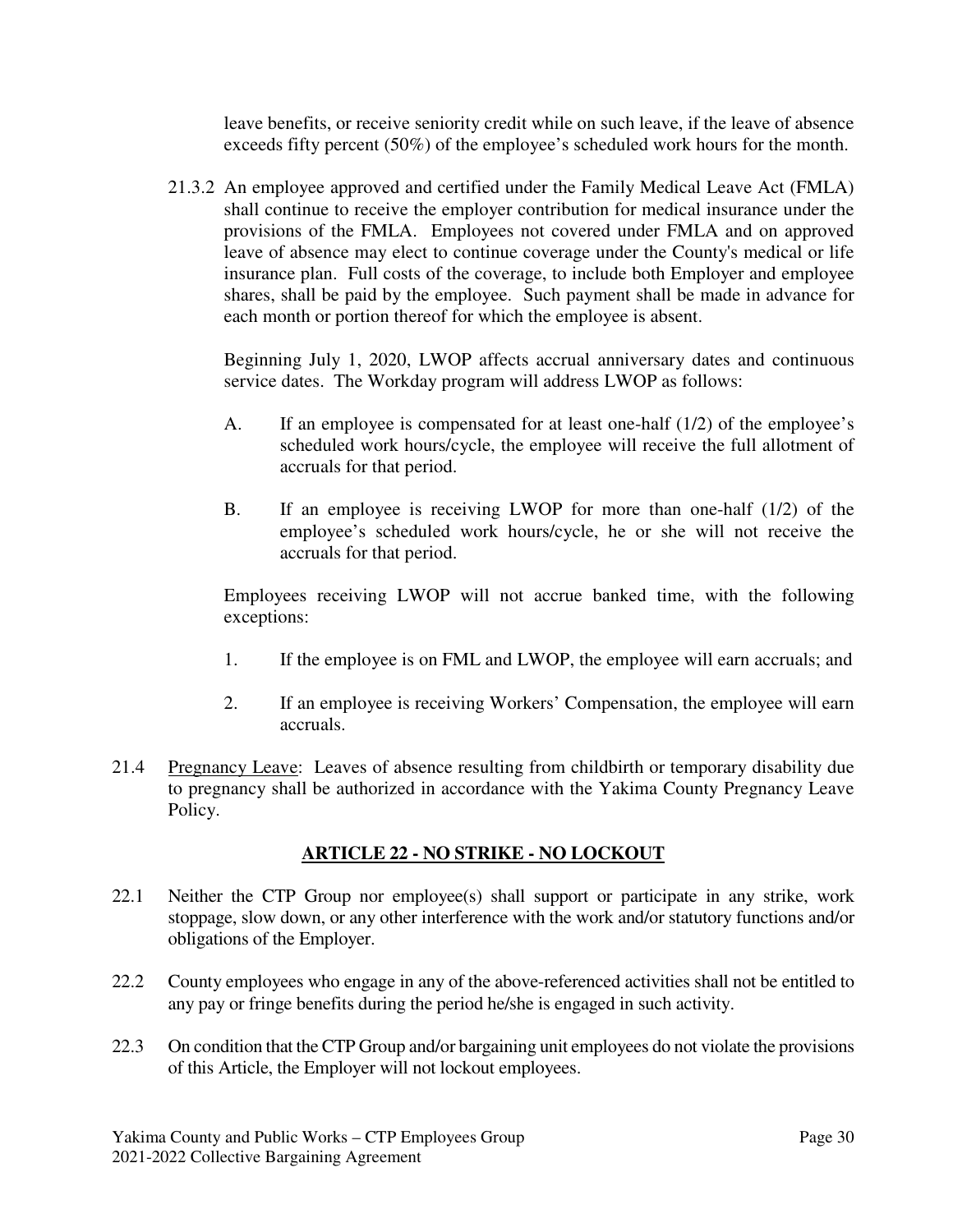leave benefits, or receive seniority credit while on such leave, if the leave of absence exceeds fifty percent (50%) of the employee's scheduled work hours for the month.

21.3.2 An employee approved and certified under the Family Medical Leave Act (FMLA) shall continue to receive the employer contribution for medical insurance under the provisions of the FMLA. Employees not covered under FMLA and on approved leave of absence may elect to continue coverage under the County's medical or life insurance plan. Full costs of the coverage, to include both Employer and employee shares, shall be paid by the employee. Such payment shall be made in advance for each month or portion thereof for which the employee is absent.

Beginning July 1, 2020, LWOP affects accrual anniversary dates and continuous service dates. The Workday program will address LWOP as follows:

A. If an employee is compensated for at least one-half (1/2) of the employee's scheduled work hours/cycle, the employee will receive the full allotment of accruals for that period.

B. If an employee is receiving LWOP for more than one-half (1/2) of the employee's scheduled work hours/cycle, he or she will not receive the accruals for that period.

Employees receiving LWOP will not accrue banked time, with the following exceptions:

1. If the employee is on FML and LWOP, the employee will earn accruals; and

2. If an employee is receiving Workers' Compensation, the employee will earn accruals.

21.4 Pregnancy Leave: Leaves of absence resulting from childbirth or temporary disability due to pregnancy shall be authorized in accordance with the Yakima County Pregnancy Leave Policy.

## ARTICLE 22 - NO STRIKE - NO LOCKOUT

22.1 Neither the CTP Group nor employee(s) shall support or participate in any strike, work stoppage, slow down, or any other interference with the work and/or statutory functions and/or obligations of the Employer.

22.2 County employees who engage in any of the above-referenced activities shall not be entitled to any pay or fringe benefits during the period he/she is engaged in such activity.

22.3 On condition that the CTP Group and/or bargaining unit employees do not violate the provisions of this Article, the Employer will not lockout employees.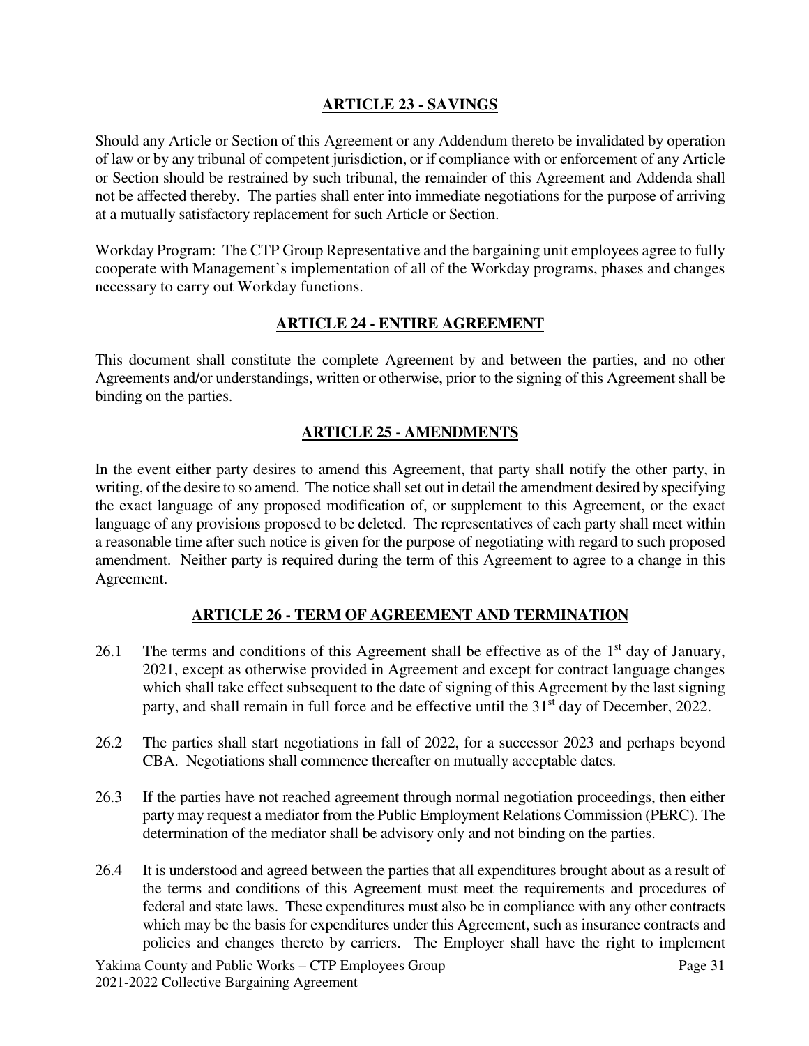## ARTICLE 23 - SAVINGS

Should any Article or Section of this Agreement or any Addendum thereto be invalidated by operation of law or by any tribunal of competent jurisdiction, or if compliance with or enforcement of any Article or Section should be restrained by such tribunal, the remainder of this Agreement and Addenda shall not be affected thereby. The parties shall enter into immediate negotiations for the purpose of arriving at a mutually satisfactory replacement for such Article or Section.

Workday Program: The CTP Group Representative and the bargaining unit employees agree to fully cooperate with Management's implementation of all of the Workday programs, phases and changes necessary to carry out Workday functions.

## ARTICLE 24 - ENTIRE AGREEMENT

This document shall constitute the complete Agreement by and between the parties, and no other Agreements and/or understandings, written or otherwise, prior to the signing of this Agreement shall be binding on the parties.

## ARTICLE 25 - AMENDMENTS

In the event either party desires to amend this Agreement, that party shall notify the other party, in writing, of the desire to so amend. The notice shall set out in detail the amendment desired by specifying the exact language of any proposed modification of, or supplement to this Agreement, or the exact language of any provisions proposed to be deleted. The representatives of each party shall meet within a reasonable time after such notice is given for the purpose of negotiating with regard to such proposed amendment. Neither party is required during the term of this Agreement to agree to a change in this Agreement.

## ARTICLE 26 - TERM OF AGREEMENT AND TERMINATION

26.1 The terms and conditions of this Agreement shall be effective as of the 1st day of January, 2021, except as otherwise provided in Agreement and except for contract language changes which shall take effect subsequent to the date of signing of this Agreement by the last signing party, and shall remain in full force and be effective until the 31st day of December, 2022.

26.2 The parties shall start negotiations in fall of 2022, for a successor 2023 and perhaps beyond CBA. Negotiations shall commence thereafter on mutually acceptable dates.

26.3 If the parties have not reached agreement through normal negotiation proceedings, then either party may request a mediator from the Public Employment Relations Commission (PERC). The determination of the mediator shall be advisory only and not binding on the parties.

26.4 It is understood and agreed between the parties that all expenditures brought about as a result of the terms and conditions of this Agreement must meet the requirements and procedures of federal and state laws. These expenditures must also be in compliance with any other contracts which may be the basis for expenditures under this Agreement, such as insurance contracts and policies and changes thereto by carriers. The Employer shall have the right to implement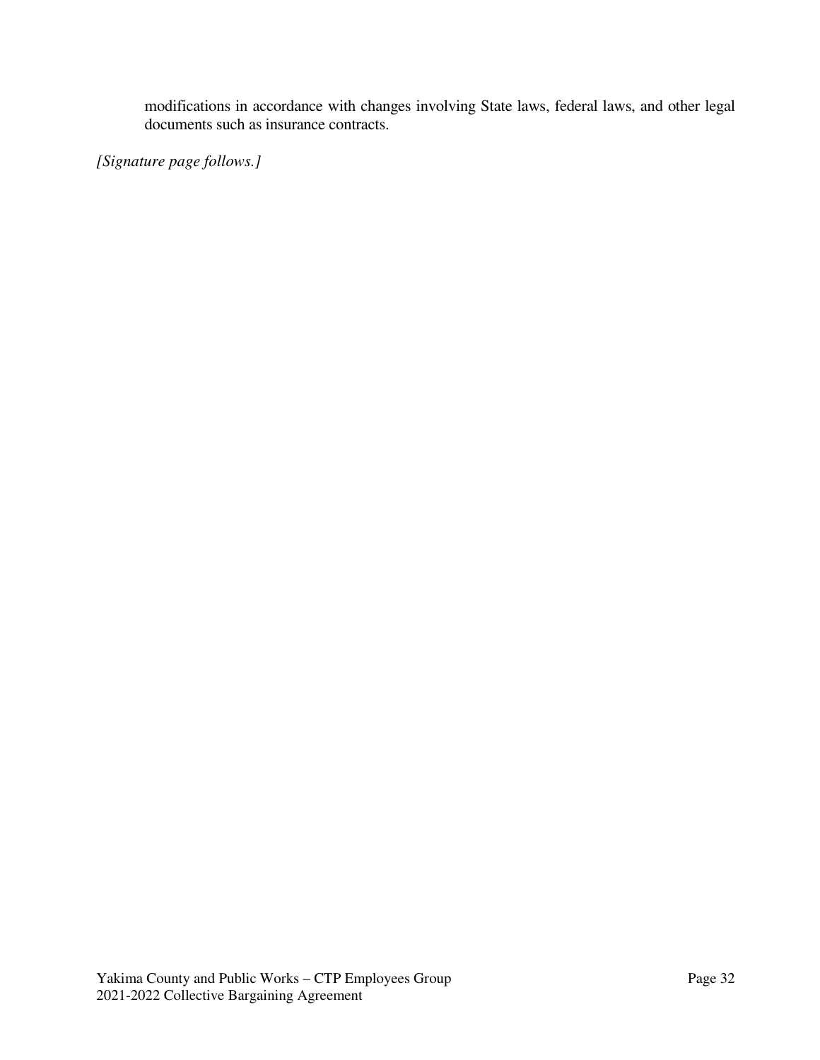modifications in accordance with changes involving State laws, federal laws, and other legal documents such as insurance contracts.

*[Signature page follows.]*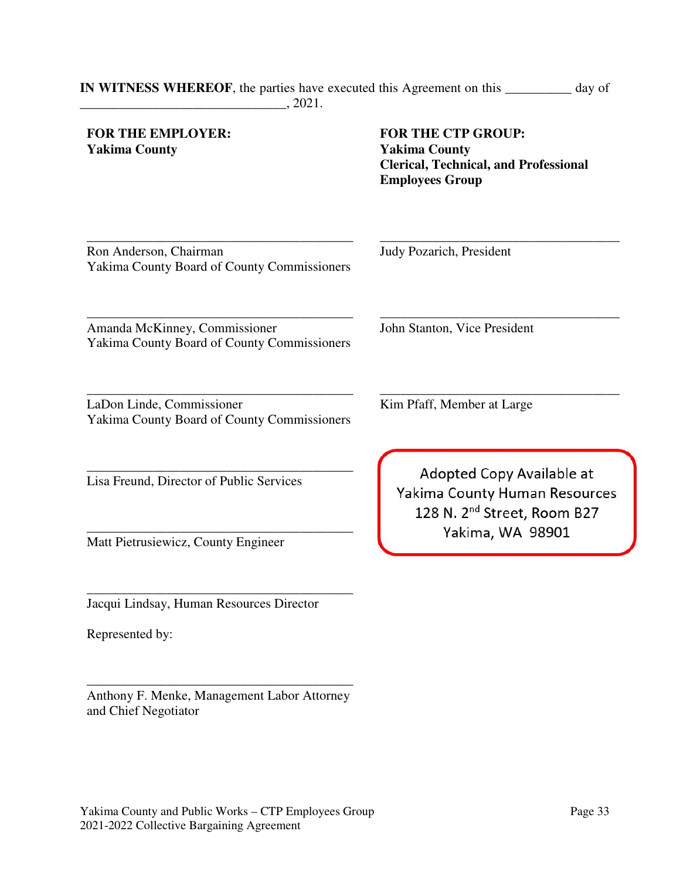**IN WITNESS WHEREOF**, the parties have executed this Agreement on this __________ day of _______________________________, 2021.

**FOR THE EMPLOYER:**
**Yakima County**

_________________________________________
Ron Anderson, Chairman
Yakima County Board of County Commissioners

_________________________________________
Amanda McKinney, Commissioner
Yakima County Board of County Commissioners

_________________________________________
LaDon Linde, Commissioner
Yakima County Board of County Commissioners

_________________________________________
Lisa Freund, Director of Public Services

_________________________________________
Matt Pietrusiewicz, County Engineer

_________________________________________
Jacqui Lindsay, Human Resources Director

Represented by:

_________________________________________
Anthony F. Menke, Management Labor Attorney and Chief Negotiator

**FOR THE CTP GROUP:**
**Yakima County**
**Clerical, Technical, and Professional Employees Group**

_____________________________________
Judy Pozarich, President

_____________________________________
John Stanton, Vice President

_____________________________________
Kim Pfaff, Member at Large

Adopted Copy Available at
Yakima County Human Resources
128 N. 2nd Street, Room B27
Yakima, WA 98901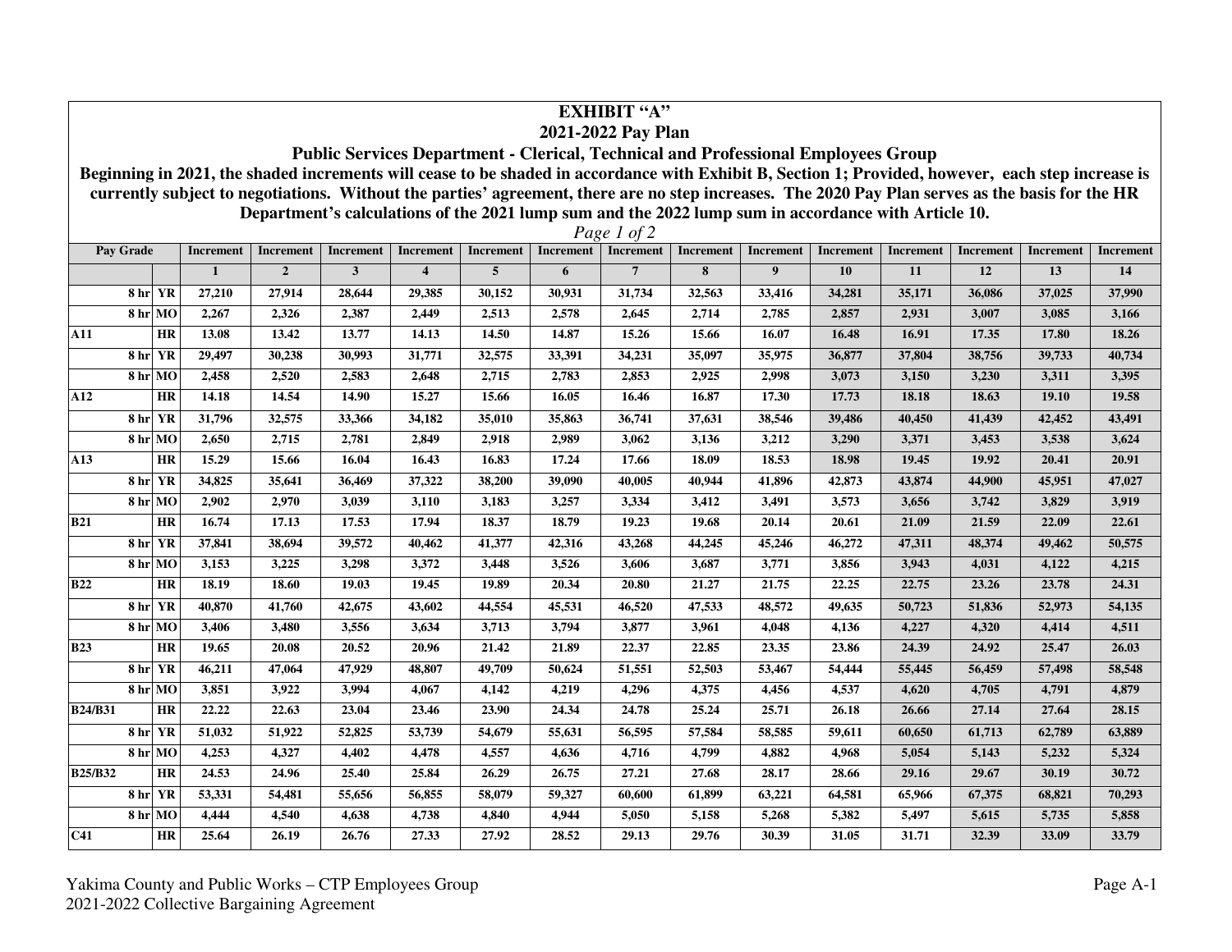**EXHIBIT "A"**
**2021-2022 Pay Plan**
**Public Services Department - Clerical, Technical and Professional Employees Group**
**Beginning in 2021, the shaded increments will cease to be shaded in accordance with Exhibit B, Section 1; Provided, however, each step increase is currently subject to negotiations. Without the parties' agreement, there are no step increases. The 2020 Pay Plan serves as the basis for the HR Department's calculations of the 2021 lump sum and the 2022 lump sum in accordance with Article 10.**

*Page 1 of 2*

| Pay Grade | | Increment | Increment | Increment | Increment | Increment | Increment | Increment | Increment | Increment | Increment | Increment | Increment | Increment | Increment |
|---|---|---|---|---|---|---|---|---|---|---|---|---|---|---|---|
| | | 1 | 2 | 3 | 4 | 5 | 6 | 7 | 8 | 9 | 10 | 11 | 12 | 13 | 14 |
| 8 hr | YR | 27,210 | 27,914 | 28,644 | 29,385 | 30,152 | 30,931 | 31,734 | 32,563 | 33,416 | 34,281 | 35,171 | 36,086 | 37,025 | 37,990 |
| 8 hr | MO | 2,267 | 2,326 | 2,387 | 2,449 | 2,513 | 2,578 | 2,645 | 2,714 | 2,785 | 2,857 | 2,931 | 3,007 | 3,085 | 3,166 |
| A11 | HR | 13.08 | 13.42 | 13.77 | 14.13 | 14.50 | 14.87 | 15.26 | 15.66 | 16.07 | 16.48 | 16.91 | 17.35 | 17.80 | 18.26 |
| 8 hr | YR | 29,497 | 30,238 | 30,993 | 31,771 | 32,575 | 33,391 | 34,231 | 35,097 | 35,975 | 36,877 | 37,804 | 38,756 | 39,733 | 40,734 |
| 8 hr | MO | 2,458 | 2,520 | 2,583 | 2,648 | 2,715 | 2,783 | 2,853 | 2,925 | 2,998 | 3,073 | 3,150 | 3,230 | 3,311 | 3,395 |
| A12 | HR | 14.18 | 14.54 | 14.90 | 15.27 | 15.66 | 16.05 | 16.46 | 16.87 | 17.30 | 17.73 | 18.18 | 18.63 | 19.10 | 19.58 |
| 8 hr | YR | 31,796 | 32,575 | 33,366 | 34,182 | 35,010 | 35,863 | 36,741 | 37,631 | 38,546 | 39,486 | 40,450 | 41,439 | 42,452 | 43,491 |
| 8 hr | MO | 2,650 | 2,715 | 2,781 | 2,849 | 2,918 | 2,989 | 3,062 | 3,136 | 3,212 | 3,290 | 3,371 | 3,453 | 3,538 | 3,624 |
| A13 | HR | 15.29 | 15.66 | 16.04 | 16.43 | 16.83 | 17.24 | 17.66 | 18.09 | 18.53 | 18.98 | 19.45 | 19.92 | 20.41 | 20.91 |
| 8 hr | YR | 34,825 | 35,641 | 36,469 | 37,322 | 38,200 | 39,090 | 40,005 | 40,944 | 41,896 | 42,873 | 43,874 | 44,900 | 45,951 | 47,027 |
| 8 hr | MO | 2,902 | 2,970 | 3,039 | 3,110 | 3,183 | 3,257 | 3,334 | 3,412 | 3,491 | 3,573 | 3,656 | 3,742 | 3,829 | 3,919 |
| B21 | HR | 16.74 | 17.13 | 17.53 | 17.94 | 18.37 | 18.79 | 19.23 | 19.68 | 20.14 | 20.61 | 21.09 | 21.59 | 22.09 | 22.61 |
| 8 hr | YR | 37,841 | 38,694 | 39,572 | 40,462 | 41,377 | 42,316 | 43,268 | 44,245 | 45,246 | 46,272 | 47,311 | 48,374 | 49,462 | 50,575 |
| 8 hr | MO | 3,153 | 3,225 | 3,298 | 3,372 | 3,448 | 3,526 | 3,606 | 3,687 | 3,771 | 3,856 | 3,943 | 4,031 | 4,122 | 4,215 |
| B22 | HR | 18.19 | 18.60 | 19.03 | 19.45 | 19.89 | 20.34 | 20.80 | 21.27 | 21.75 | 22.25 | 22.75 | 23.26 | 23.78 | 24.31 |
| 8 hr | YR | 40,870 | 41,760 | 42,675 | 43,602 | 44,554 | 45,531 | 46,520 | 47,533 | 48,572 | 49,635 | 50,723 | 51,836 | 52,973 | 54,135 |
| 8 hr | MO | 3,406 | 3,480 | 3,556 | 3,634 | 3,713 | 3,794 | 3,877 | 3,961 | 4,048 | 4,136 | 4,227 | 4,320 | 4,414 | 4,511 |
| B23 | HR | 19.65 | 20.08 | 20.52 | 20.96 | 21.42 | 21.89 | 22.37 | 22.85 | 23.35 | 23.86 | 24.39 | 24.92 | 25.47 | 26.03 |
| 8 hr | YR | 46,211 | 47,064 | 47,929 | 48,807 | 49,709 | 50,624 | 51,551 | 52,503 | 53,467 | 54,444 | 55,445 | 56,459 | 57,498 | 58,548 |
| 8 hr | MO | 3,851 | 3,922 | 3,994 | 4,067 | 4,142 | 4,219 | 4,296 | 4,375 | 4,456 | 4,537 | 4,620 | 4,705 | 4,791 | 4,879 |
| B24/B31 | HR | 22.22 | 22.63 | 23.04 | 23.46 | 23.90 | 24.34 | 24.78 | 25.24 | 25.71 | 26.18 | 26.66 | 27.14 | 27.64 | 28.15 |
| 8 hr | YR | 51,032 | 51,922 | 52,825 | 53,739 | 54,679 | 55,631 | 56,595 | 57,584 | 58,585 | 59,611 | 60,650 | 61,713 | 62,789 | 63,889 |
| 8 hr | MO | 4,253 | 4,327 | 4,402 | 4,478 | 4,557 | 4,636 | 4,716 | 4,799 | 4,882 | 4,968 | 5,054 | 5,143 | 5,232 | 5,324 |
| B25/B32 | HR | 24.53 | 24.96 | 25.40 | 25.84 | 26.29 | 26.75 | 27.21 | 27.68 | 28.17 | 28.66 | 29.16 | 29.67 | 30.19 | 30.72 |
| 8 hr | YR | 53,331 | 54,481 | 55,656 | 56,855 | 58,079 | 59,327 | 60,600 | 61,899 | 63,221 | 64,581 | 65,966 | 67,375 | 68,821 | 70,293 |
| 8 hr | MO | 4,444 | 4,540 | 4,638 | 4,738 | 4,840 | 4,944 | 5,050 | 5,158 | 5,268 | 5,382 | 5,497 | 5,615 | 5,735 | 5,858 |
| C41 | HR | 25.64 | 26.19 | 26.76 | 27.33 | 27.92 | 28.52 | 29.13 | 29.76 | 30.39 | 31.05 | 31.71 | 32.39 | 33.09 | 33.79 |

Yakima County and Public Works – CTP Employees Group
2021-2022 Collective Bargaining Agreement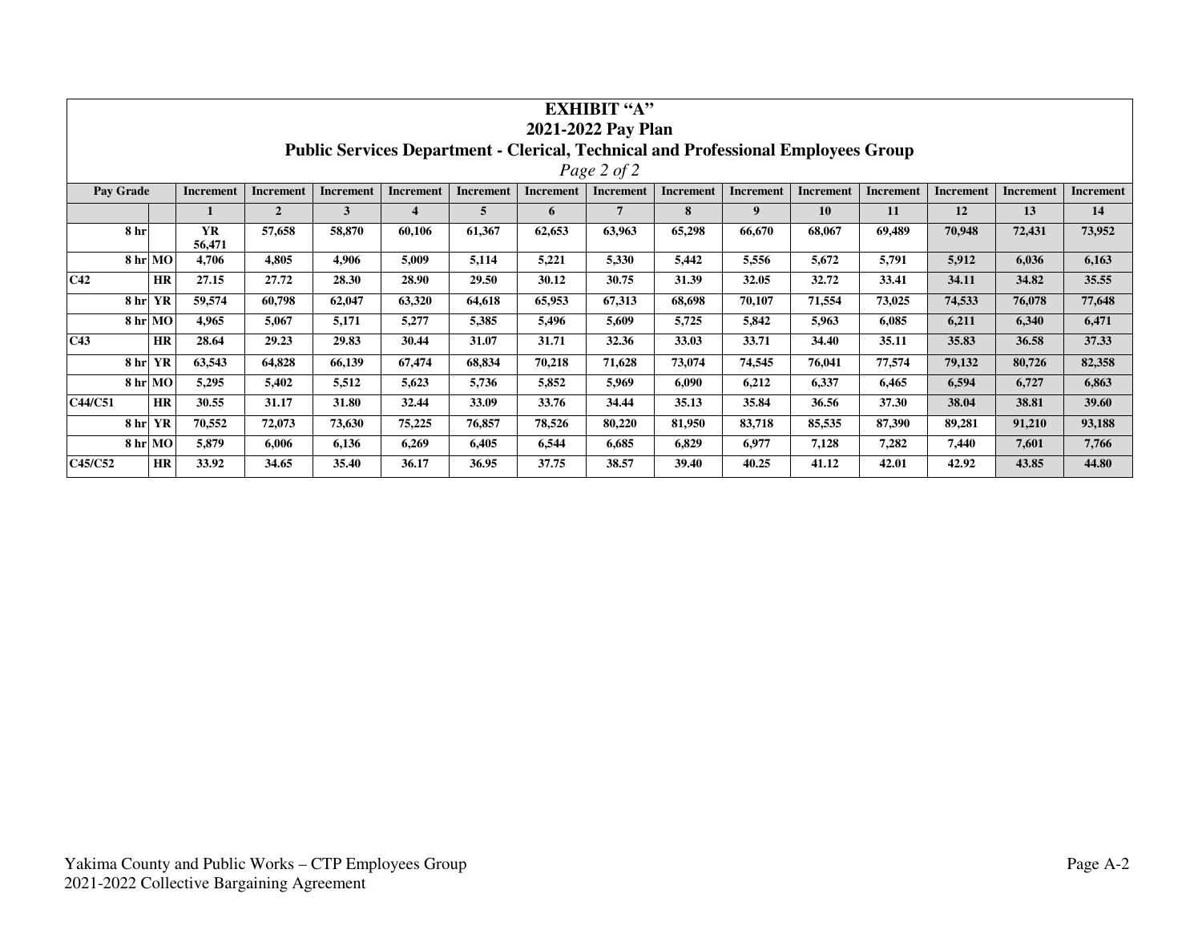# EXHIBIT "A"

## 2021-2022 Pay Plan

## Public Services Department - Clerical, Technical and Professional Employees Group

*Page 2 of 2*

| Pay Grade | | Increment | Increment | Increment | Increment | Increment | Increment | Increment | Increment | Increment | Increment | Increment | Increment | Increment | Increment |
|---|---|---|---|---|---|---|---|---|---|---|---|---|---|---|---|
| | | 1 | 2 | 3 | 4 | 5 | 6 | 7 | 8 | 9 | 10 | 11 | 12 | 13 | 14 |
| 8 hr | | YR 56,471 | 57,658 | 58,870 | 60,106 | 61,367 | 62,653 | 63,963 | 65,298 | 66,670 | 68,067 | 69,489 | 70,948 | 72,431 | 73,952 |
| 8 hr | MO | 4,706 | 4,805 | 4,906 | 5,009 | 5,114 | 5,221 | 5,330 | 5,442 | 5,556 | 5,672 | 5,791 | 5,912 | 6,036 | 6,163 |
| C42 | HR | 27.15 | 27.72 | 28.30 | 28.90 | 29.50 | 30.12 | 30.75 | 31.39 | 32.05 | 32.72 | 33.41 | 34.11 | 34.82 | 35.55 |
| 8 hr | YR | 59,574 | 60,798 | 62,047 | 63,320 | 64,618 | 65,953 | 67,313 | 68,698 | 70,107 | 71,554 | 73,025 | 74,533 | 76,078 | 77,648 |
| 8 hr | MO | 4,965 | 5,067 | 5,171 | 5,277 | 5,385 | 5,496 | 5,609 | 5,725 | 5,842 | 5,963 | 6,085 | 6,211 | 6,340 | 6,471 |
| C43 | HR | 28.64 | 29.23 | 29.83 | 30.44 | 31.07 | 31.71 | 32.36 | 33.03 | 33.71 | 34.40 | 35.11 | 35.83 | 36.58 | 37.33 |
| 8 hr | YR | 63,543 | 64,828 | 66,139 | 67,474 | 68,834 | 70,218 | 71,628 | 73,074 | 74,545 | 76,041 | 77,574 | 79,132 | 80,726 | 82,358 |
| 8 hr | MO | 5,295 | 5,402 | 5,512 | 5,623 | 5,736 | 5,852 | 5,969 | 6,090 | 6,212 | 6,337 | 6,465 | 6,594 | 6,727 | 6,863 |
| C44/C51 | HR | 30.55 | 31.17 | 31.80 | 32.44 | 33.09 | 33.76 | 34.44 | 35.13 | 35.84 | 36.56 | 37.30 | 38.04 | 38.81 | 39.60 |
| 8 hr | YR | 70,552 | 72,073 | 73,630 | 75,225 | 76,857 | 78,526 | 80,220 | 81,950 | 83,718 | 85,535 | 87,390 | 89,281 | 91,210 | 93,188 |
| 8 hr | MO | 5,879 | 6,006 | 6,136 | 6,269 | 6,405 | 6,544 | 6,685 | 6,829 | 6,977 | 7,128 | 7,282 | 7,440 | 7,601 | 7,766 |
| C45/C52 | HR | 33.92 | 34.65 | 35.40 | 36.17 | 36.95 | 37.75 | 38.57 | 39.40 | 40.25 | 41.12 | 42.01 | 42.92 | 43.85 | 44.80 |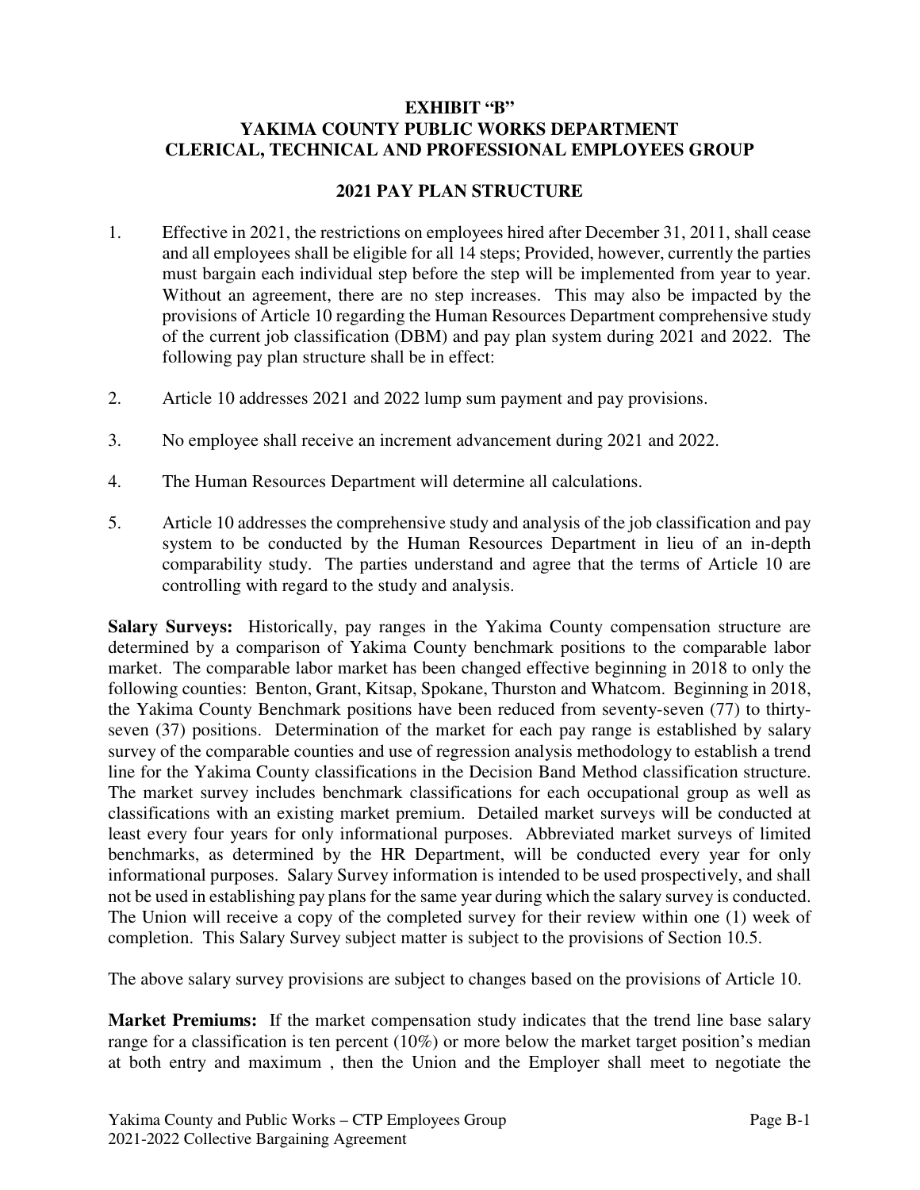**EXHIBIT "B"**
**YAKIMA COUNTY PUBLIC WORKS DEPARTMENT**
**CLERICAL, TECHNICAL AND PROFESSIONAL EMPLOYEES GROUP**

**2021 PAY PLAN STRUCTURE**

1. Effective in 2021, the restrictions on employees hired after December 31, 2011, shall cease and all employees shall be eligible for all 14 steps; Provided, however, currently the parties must bargain each individual step before the step will be implemented from year to year. Without an agreement, there are no step increases. This may also be impacted by the provisions of Article 10 regarding the Human Resources Department comprehensive study of the current job classification (DBM) and pay plan system during 2021 and 2022. The following pay plan structure shall be in effect:

2. Article 10 addresses 2021 and 2022 lump sum payment and pay provisions.

3. No employee shall receive an increment advancement during 2021 and 2022.

4. The Human Resources Department will determine all calculations.

5. Article 10 addresses the comprehensive study and analysis of the job classification and pay system to be conducted by the Human Resources Department in lieu of an in-depth comparability study. The parties understand and agree that the terms of Article 10 are controlling with regard to the study and analysis.

**Salary Surveys:** Historically, pay ranges in the Yakima County compensation structure are determined by a comparison of Yakima County benchmark positions to the comparable labor market. The comparable labor market has been changed effective beginning in 2018 to only the following counties: Benton, Grant, Kitsap, Spokane, Thurston and Whatcom. Beginning in 2018, the Yakima County Benchmark positions have been reduced from seventy-seven (77) to thirty-seven (37) positions. Determination of the market for each pay range is established by salary survey of the comparable counties and use of regression analysis methodology to establish a trend line for the Yakima County classifications in the Decision Band Method classification structure. The market survey includes benchmark classifications for each occupational group as well as classifications with an existing market premium. Detailed market surveys will be conducted at least every four years for only informational purposes. Abbreviated market surveys of limited benchmarks, as determined by the HR Department, will be conducted every year for only informational purposes. Salary Survey information is intended to be used prospectively, and shall not be used in establishing pay plans for the same year during which the salary survey is conducted. The Union will receive a copy of the completed survey for their review within one (1) week of completion. This Salary Survey subject matter is subject to the provisions of Section 10.5.

The above salary survey provisions are subject to changes based on the provisions of Article 10.

**Market Premiums:** If the market compensation study indicates that the trend line base salary range for a classification is ten percent (10%) or more below the market target position's median at both entry and maximum , then the Union and the Employer shall meet to negotiate the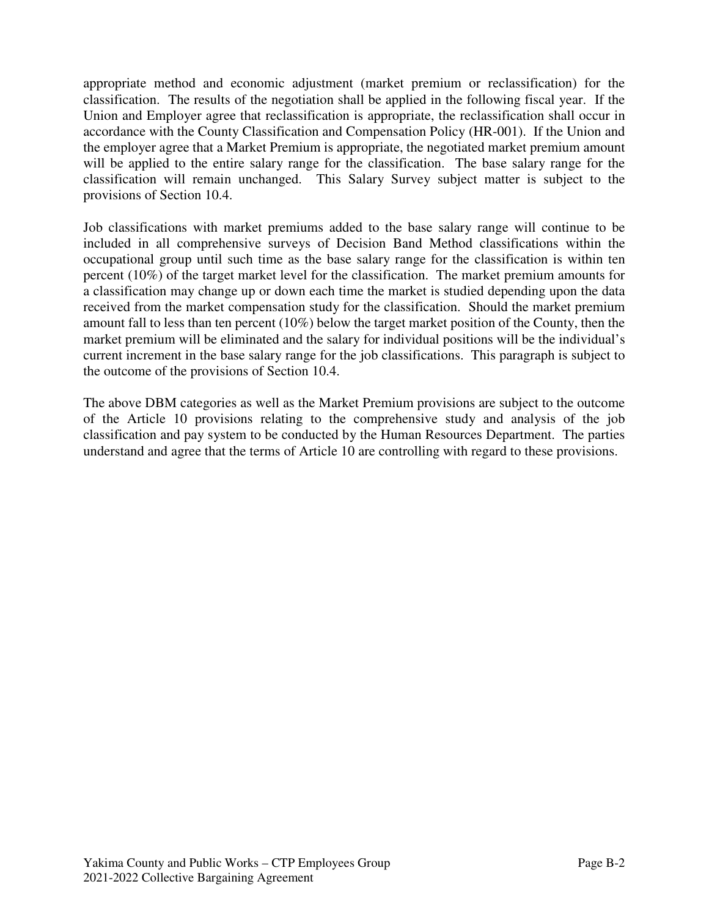appropriate method and economic adjustment (market premium or reclassification) for the classification. The results of the negotiation shall be applied in the following fiscal year. If the Union and Employer agree that reclassification is appropriate, the reclassification shall occur in accordance with the County Classification and Compensation Policy (HR-001). If the Union and the employer agree that a Market Premium is appropriate, the negotiated market premium amount will be applied to the entire salary range for the classification. The base salary range for the classification will remain unchanged. This Salary Survey subject matter is subject to the provisions of Section 10.4.

Job classifications with market premiums added to the base salary range will continue to be included in all comprehensive surveys of Decision Band Method classifications within the occupational group until such time as the base salary range for the classification is within ten percent (10%) of the target market level for the classification. The market premium amounts for a classification may change up or down each time the market is studied depending upon the data received from the market compensation study for the classification. Should the market premium amount fall to less than ten percent (10%) below the target market position of the County, then the market premium will be eliminated and the salary for individual positions will be the individual's current increment in the base salary range for the job classifications. This paragraph is subject to the outcome of the provisions of Section 10.4.

The above DBM categories as well as the Market Premium provisions are subject to the outcome of the Article 10 provisions relating to the comprehensive study and analysis of the job classification and pay system to be conducted by the Human Resources Department. The parties understand and agree that the terms of Article 10 are controlling with regard to these provisions.